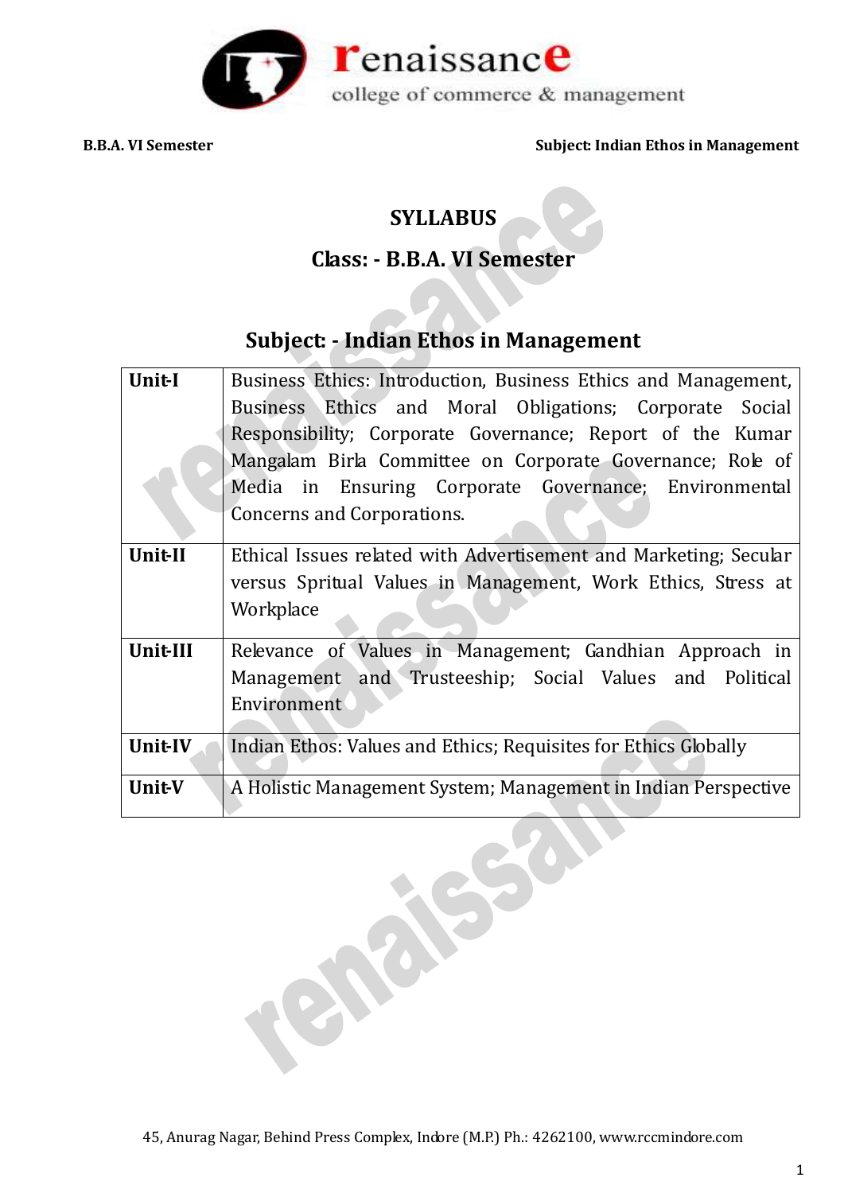# SYLLABUS

## Class: - B.B.A. VI Semester

## Subject: - Indian Ethos in Management

| Unit | Content |
|---|---|
| Unit-I | Business Ethics: Introduction, Business Ethics and Management, Business Ethics and Moral Obligations; Corporate Social Responsibility; Corporate Governance; Report of the Kumar Mangalam Birla Committee on Corporate Governance; Role of Media in Ensuring Corporate Governance; Environmental Concerns and Corporations. |
| Unit-II | Ethical Issues related with Advertisement and Marketing; Secular versus Spritual Values in Management, Work Ethics, Stress at Workplace |
| Unit-III | Relevance of Values in Management; Gandhian Approach in Management and Trusteeship; Social Values and Political Environment |
| Unit-IV | Indian Ethos: Values and Ethics; Requisites for Ethics Globally |
| Unit-V | A Holistic Management System; Management in Indian Perspective |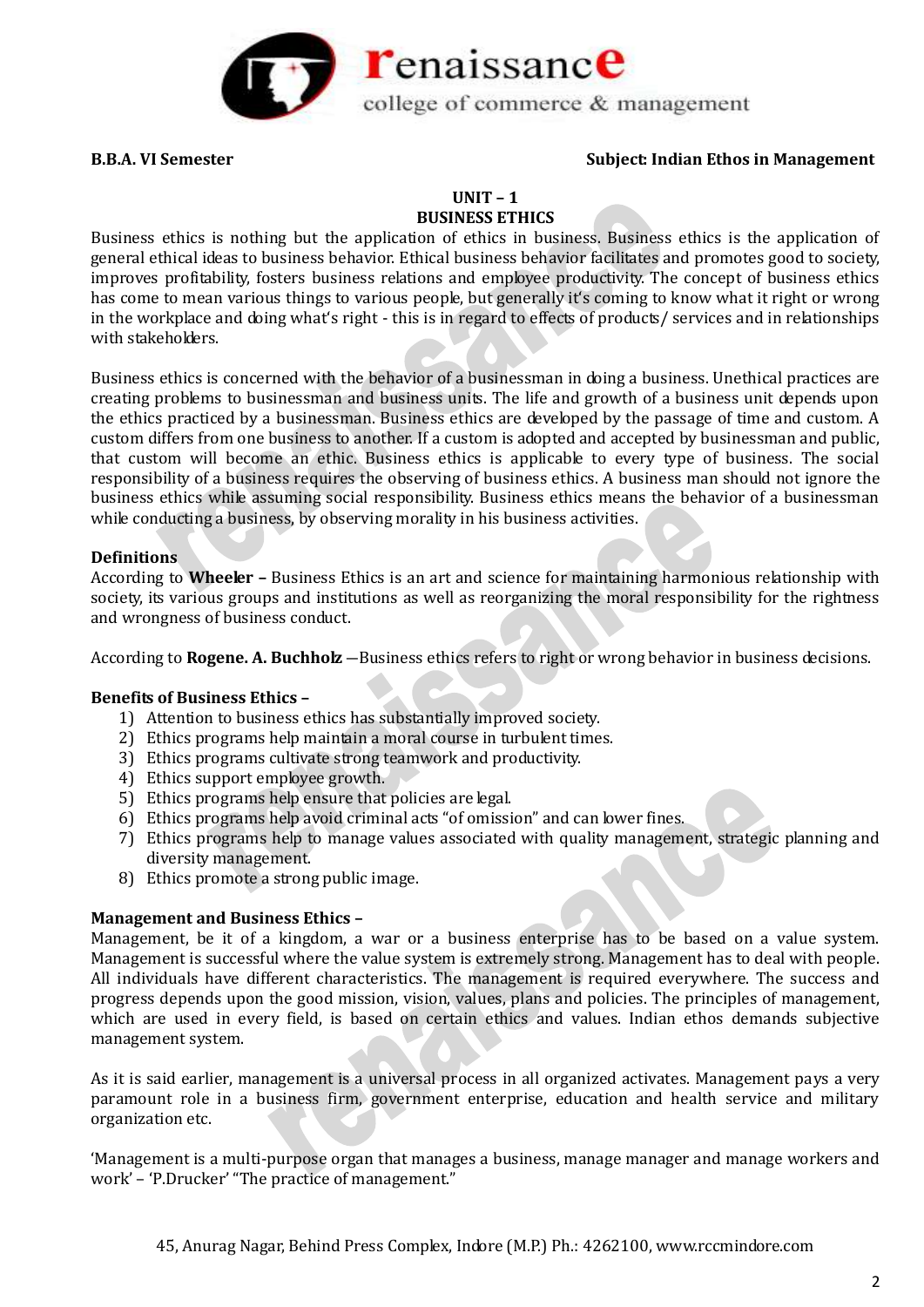**B.B.A. VI Semester** **Subject: Indian Ethos in Management**

## UNIT – 1
## BUSINESS ETHICS

Business ethics is nothing but the application of ethics in business. Business ethics is the application of general ethical ideas to business behavior. Ethical business behavior facilitates and promotes good to society, improves profitability, fosters business relations and employee productivity. The concept of business ethics has come to mean various things to various people, but generally it's coming to know what it right or wrong in the workplace and doing what's right - this is in regard to effects of products/ services and in relationships with stakeholders.

Business ethics is concerned with the behavior of a businessman in doing a business. Unethical practices are creating problems to businessman and business units. The life and growth of a business unit depends upon the ethics practiced by a businessman. Business ethics are developed by the passage of time and custom. A custom differs from one business to another. If a custom is adopted and accepted by businessman and public, that custom will become an ethic. Business ethics is applicable to every type of business. The social responsibility of a business requires the observing of business ethics. A business man should not ignore the business ethics while assuming social responsibility. Business ethics means the behavior of a businessman while conducting a business, by observing morality in his business activities.

### Definitions

According to **Wheeler –** Business Ethics is an art and science for maintaining harmonious relationship with society, its various groups and institutions as well as reorganizing the moral responsibility for the rightness and wrongness of business conduct.

According to **Rogene. A. Buchholz** —Business ethics refers to right or wrong behavior in business decisions.

### Benefits of Business Ethics –

1) Attention to business ethics has substantially improved society.
2) Ethics programs help maintain a moral course in turbulent times.
3) Ethics programs cultivate strong teamwork and productivity.
4) Ethics support employee growth.
5) Ethics programs help ensure that policies are legal.
6) Ethics programs help avoid criminal acts "of omission" and can lower fines.
7) Ethics programs help to manage values associated with quality management, strategic planning and diversity management.
8) Ethics promote a strong public image.

### Management and Business Ethics –

Management, be it of a kingdom, a war or a business enterprise has to be based on a value system. Management is successful where the value system is extremely strong. Management has to deal with people. All individuals have different characteristics. The management is required everywhere. The success and progress depends upon the good mission, vision, values, plans and policies. The principles of management, which are used in every field, is based on certain ethics and values. Indian ethos demands subjective management system.

As it is said earlier, management is a universal process in all organized activates. Management pays a very paramount role in a business firm, government enterprise, education and health service and military organization etc.

'Management is a multi-purpose organ that manages a business, manage manager and manage workers and work' – 'P.Drucker' "The practice of management."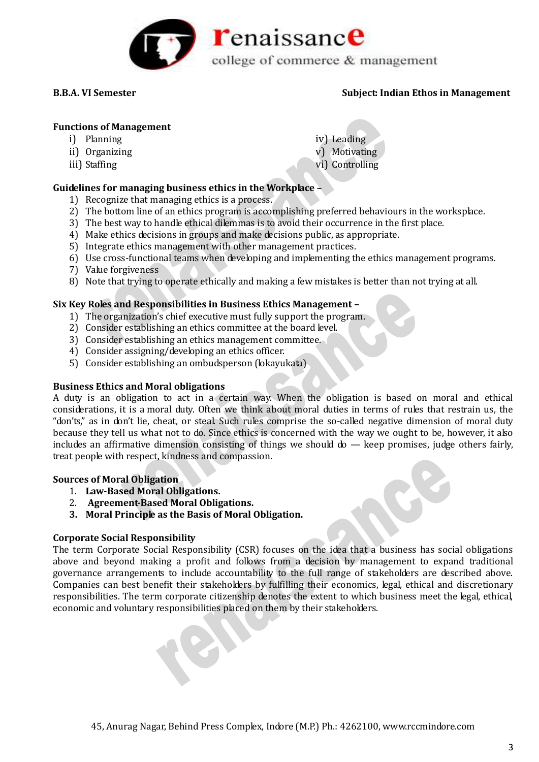**Functions of Management**

i) Planning
ii) Organizing
iii) Staffing
iv) Leading
v) Motivating
vi) Controlling

**Guidelines for managing business ethics in the Workplace –**

1) Recognize that managing ethics is a process.
2) The bottom line of an ethics program is accomplishing preferred behaviours in the worksplace.
3) The best way to handle ethical dilemmas is to avoid their occurrence in the first place.
4) Make ethics decisions in groups and make decisions public, as appropriate.
5) Integrate ethics management with other management practices.
6) Use cross-functional teams when developing and implementing the ethics management programs.
7) Value forgiveness
8) Note that trying to operate ethically and making a few mistakes is better than not trying at all.

**Six Key Roles and Responsibilities in Business Ethics Management –**

1) The organization's chief executive must fully support the program.
2) Consider establishing an ethics committee at the board level.
3) Consider establishing an ethics management committee.
4) Consider assigning/developing an ethics officer.
5) Consider establishing an ombudsperson (lokayukata)

**Business Ethics and Moral obligations**

A duty is an obligation to act in a certain way. When the obligation is based on moral and ethical considerations, it is a moral duty. Often we think about moral duties in terms of rules that restrain us, the "don'ts," as in don't lie, cheat, or steal. Such rules comprise the so-called negative dimension of moral duty because they tell us what not to do. Since ethics is concerned with the way we ought to be, however, it also includes an affirmative dimension consisting of things we should do — keep promises, judge others fairly, treat people with respect, kindness and compassion.

**Sources of Moral Obligation**

1. **Law-Based Moral Obligations.**
2. **Agreement-Based Moral Obligations.**
3. **Moral Principle as the Basis of Moral Obligation.**

**Corporate Social Responsibility**

The term Corporate Social Responsibility (CSR) focuses on the idea that a business has social obligations above and beyond making a profit and follows from a decision by management to expand traditional governance arrangements to include accountability to the full range of stakeholders are described above. Companies can best benefit their stakeholders by fulfilling their economics, legal, ethical and discretionary responsibilities. The term corporate citizenship denotes the extent to which business meet the legal, ethical, economic and voluntary responsibilities placed on them by their stakeholders.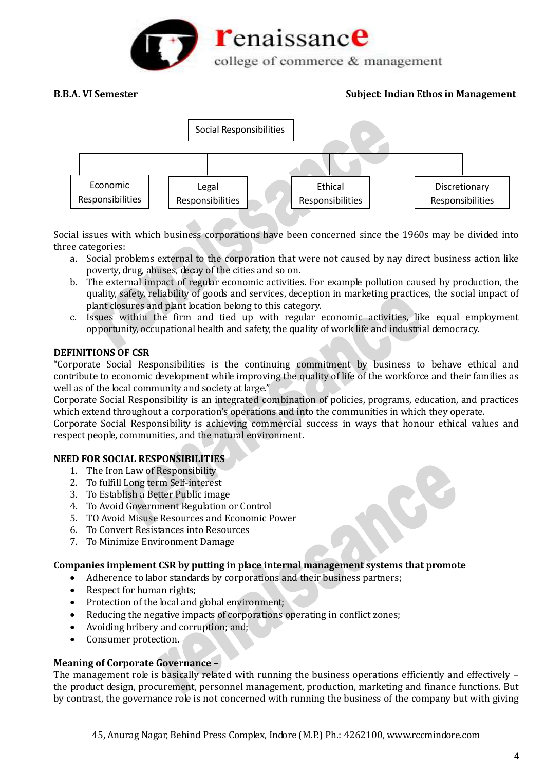Social Responsibilities

- Economic Responsibilities
- Legal Responsibilities
- Ethical Responsibilities
- Discretionary Responsibilities

Social issues with which business corporations have been concerned since the 1960s may be divided into three categories:

a. Social problems external to the corporation that were not caused by nay direct business action like poverty, drug, abuses, decay of the cities and so on.
b. The external impact of regular economic activities. For example pollution caused by production, the quality, safety, reliability of goods and services, deception in marketing practices, the social impact of plant closures and plant location belong to this category.
c. Issues within the firm and tied up with regular economic activities, like equal employment opportunity, occupational health and safety, the quality of work life and industrial democracy.

**DEFINITIONS OF CSR**

"Corporate Social Responsibilities is the continuing commitment by business to behave ethical and contribute to economic development while improving the quality of life of the workforce and their families as well as of the local community and society at large."

Corporate Social Responsibility is an integrated combination of policies, programs, education, and practices which extend throughout a corporation's operations and into the communities in which they operate.

Corporate Social Responsibility is achieving commercial success in ways that honour ethical values and respect people, communities, and the natural environment.

**NEED FOR SOCIAL RESPONSIBILITIES**

1. The Iron Law of Responsibility
2. To fulfill Long term Self-interest
3. To Establish a Better Public image
4. To Avoid Government Regulation or Control
5. TO Avoid Misuse Resources and Economic Power
6. To Convert Resistances into Resources
7. To Minimize Environment Damage

**Companies implement CSR by putting in place internal management systems that promote**

- Adherence to labor standards by corporations and their business partners;
- Respect for human rights;
- Protection of the local and global environment;
- Reducing the negative impacts of corporations operating in conflict zones;
- Avoiding bribery and corruption; and;
- Consumer protection.

**Meaning of Corporate Governance –**

The management role is basically related with running the business operations efficiently and effectively – the product design, procurement, personnel management, production, marketing and finance functions. But by contrast, the governance role is not concerned with running the business of the company but with giving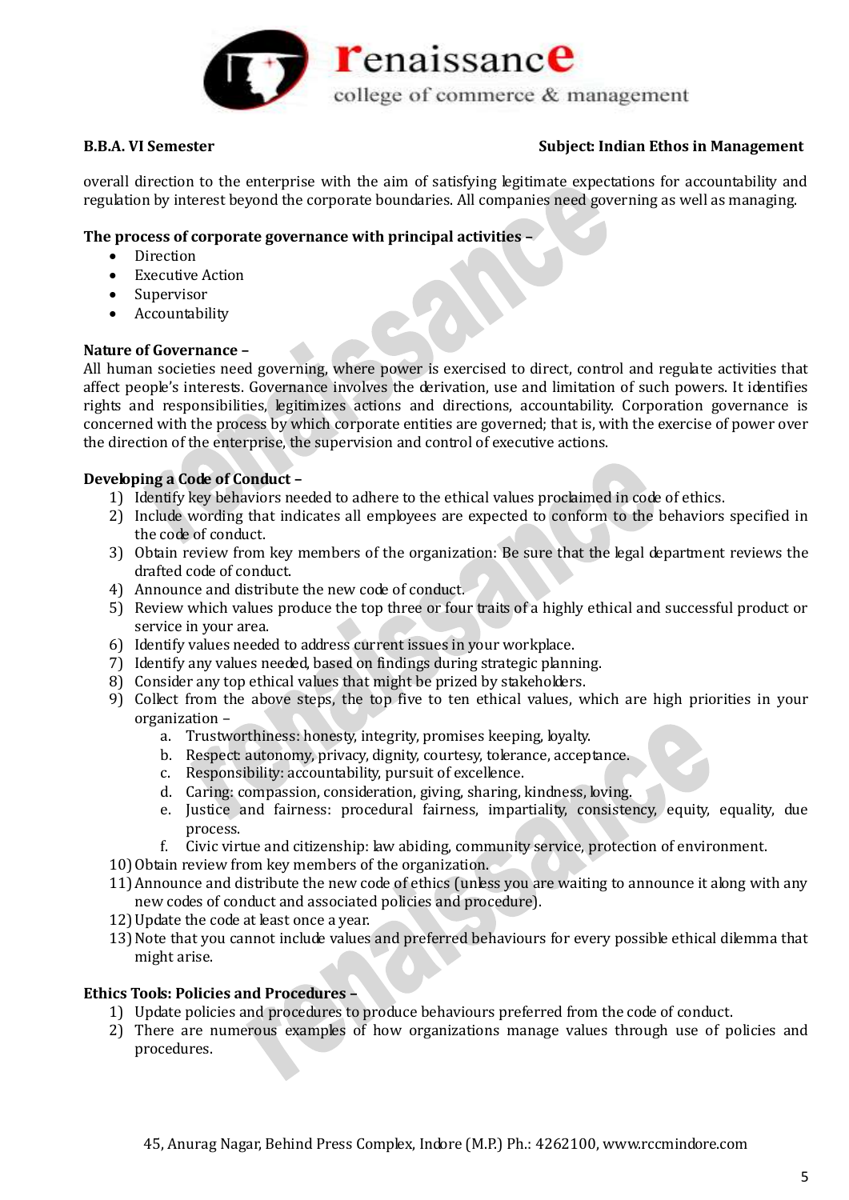overall direction to the enterprise with the aim of satisfying legitimate expectations for accountability and regulation by interest beyond the corporate boundaries. All companies need governing as well as managing.

**The process of corporate governance with principal activities –**

- Direction
- Executive Action
- Supervisor
- Accountability

**Nature of Governance –**

All human societies need governing, where power is exercised to direct, control and regulate activities that affect people's interests. Governance involves the derivation, use and limitation of such powers. It identifies rights and responsibilities, legitimizes actions and directions, accountability. Corporation governance is concerned with the process by which corporate entities are governed; that is, with the exercise of power over the direction of the enterprise, the supervision and control of executive actions.

**Developing a Code of Conduct –**

1) Identify key behaviors needed to adhere to the ethical values proclaimed in code of ethics.
2) Include wording that indicates all employees are expected to conform to the behaviors specified in the code of conduct.
3) Obtain review from key members of the organization: Be sure that the legal department reviews the drafted code of conduct.
4) Announce and distribute the new code of conduct.
5) Review which values produce the top three or four traits of a highly ethical and successful product or service in your area.
6) Identify values needed to address current issues in your workplace.
7) Identify any values needed, based on findings during strategic planning.
8) Consider any top ethical values that might be prized by stakeholders.
9) Collect from the above steps, the top five to ten ethical values, which are high priorities in your organization –
    a. Trustworthiness: honesty, integrity, promises keeping, loyalty.
    b. Respect: autonomy, privacy, dignity, courtesy, tolerance, acceptance.
    c. Responsibility: accountability, pursuit of excellence.
    d. Caring: compassion, consideration, giving, sharing, kindness, loving.
    e. Justice and fairness: procedural fairness, impartiality, consistency, equity, equality, due process.
    f. Civic virtue and citizenship: law abiding, community service, protection of environment.
10) Obtain review from key members of the organization.
11) Announce and distribute the new code of ethics (unless you are waiting to announce it along with any new codes of conduct and associated policies and procedure).
12) Update the code at least once a year.
13) Note that you cannot include values and preferred behaviours for every possible ethical dilemma that might arise.

**Ethics Tools: Policies and Procedures –**

1) Update policies and procedures to produce behaviours preferred from the code of conduct.
2) There are numerous examples of how organizations manage values through use of policies and procedures.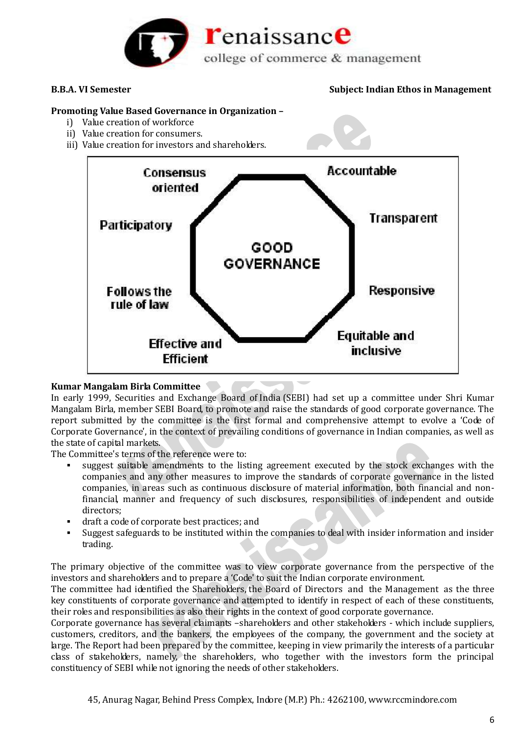**Promoting Value Based Governance in Organization –**

i) Value creation of workforce
ii) Value creation for consumers.
iii) Value creation for investors and shareholders.

Consensus oriented

Accountable

Participatory

Transparent

GOOD GOVERNANCE

Follows the rule of law

Responsive

Effective and Efficient

Equitable and inclusive

**Kumar Mangalam Birla Committee**

In early 1999, Securities and Exchange Board of India (SEBI) had set up a committee under Shri Kumar Mangalam Birla, member SEBI Board, to promote and raise the standards of good corporate governance. The report submitted by the committee is the first formal and comprehensive attempt to evolve a 'Code of Corporate Governance', in the context of prevailing conditions of governance in Indian companies, as well as the state of capital markets.

The Committee's terms of the reference were to:

- suggest suitable amendments to the listing agreement executed by the stock exchanges with the companies and any other measures to improve the standards of corporate governance in the listed companies, in areas such as continuous disclosure of material information, both financial and non-financial, manner and frequency of such disclosures, responsibilities of independent and outside directors;
- draft a code of corporate best practices; and
- Suggest safeguards to be instituted within the companies to deal with insider information and insider trading.

The primary objective of the committee was to view corporate governance from the perspective of the investors and shareholders and to prepare a 'Code' to suit the Indian corporate environment.

The committee had identified the Shareholders, the Board of Directors and the Management as the three key constituents of corporate governance and attempted to identify in respect of each of these constituents, their roles and responsibilities as also their rights in the context of good corporate governance.

Corporate governance has several claimants –shareholders and other stakeholders - which include suppliers, customers, creditors, and the bankers, the employees of the company, the government and the society at large. The Report had been prepared by the committee, keeping in view primarily the interests of a particular class of stakeholders, namely, the shareholders, who together with the investors form the principal constituency of SEBI while not ignoring the needs of other stakeholders.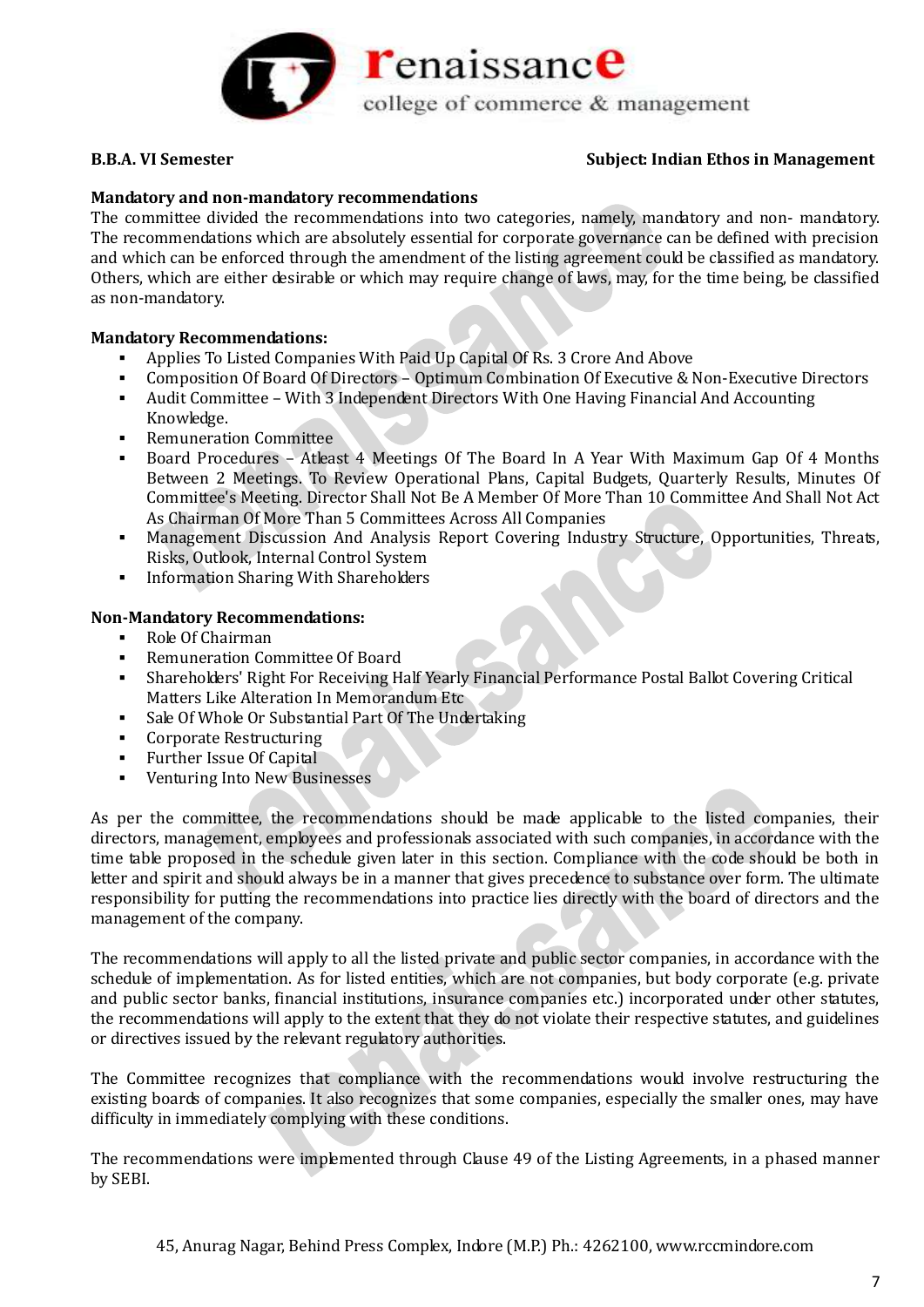**Mandatory and non-mandatory recommendations**

The committee divided the recommendations into two categories, namely, mandatory and non- mandatory. The recommendations which are absolutely essential for corporate governance can be defined with precision and which can be enforced through the amendment of the listing agreement could be classified as mandatory. Others, which are either desirable or which may require change of laws, may, for the time being, be classified as non-mandatory.

**Mandatory Recommendations:**

- Applies To Listed Companies With Paid Up Capital Of Rs. 3 Crore And Above
- Composition Of Board Of Directors – Optimum Combination Of Executive & Non-Executive Directors
- Audit Committee – With 3 Independent Directors With One Having Financial And Accounting Knowledge.
- Remuneration Committee
- Board Procedures – Atleast 4 Meetings Of The Board In A Year With Maximum Gap Of 4 Months Between 2 Meetings. To Review Operational Plans, Capital Budgets, Quarterly Results, Minutes Of Committee's Meeting. Director Shall Not Be A Member Of More Than 10 Committee And Shall Not Act As Chairman Of More Than 5 Committees Across All Companies
- Management Discussion And Analysis Report Covering Industry Structure, Opportunities, Threats, Risks, Outlook, Internal Control System
- Information Sharing With Shareholders

**Non-Mandatory Recommendations:**

- Role Of Chairman
- Remuneration Committee Of Board
- Shareholders' Right For Receiving Half Yearly Financial Performance Postal Ballot Covering Critical Matters Like Alteration In Memorandum Etc
- Sale Of Whole Or Substantial Part Of The Undertaking
- Corporate Restructuring
- Further Issue Of Capital
- Venturing Into New Businesses

As per the committee, the recommendations should be made applicable to the listed companies, their directors, management, employees and professionals associated with such companies, in accordance with the time table proposed in the schedule given later in this section. Compliance with the code should be both in letter and spirit and should always be in a manner that gives precedence to substance over form. The ultimate responsibility for putting the recommendations into practice lies directly with the board of directors and the management of the company.

The recommendations will apply to all the listed private and public sector companies, in accordance with the schedule of implementation. As for listed entities, which are not companies, but body corporate (e.g. private and public sector banks, financial institutions, insurance companies etc.) incorporated under other statutes, the recommendations will apply to the extent that they do not violate their respective statutes, and guidelines or directives issued by the relevant regulatory authorities.

The Committee recognizes that compliance with the recommendations would involve restructuring the existing boards of companies. It also recognizes that some companies, especially the smaller ones, may have difficulty in immediately complying with these conditions.

The recommendations were implemented through Clause 49 of the Listing Agreements, in a phased manner by SEBI.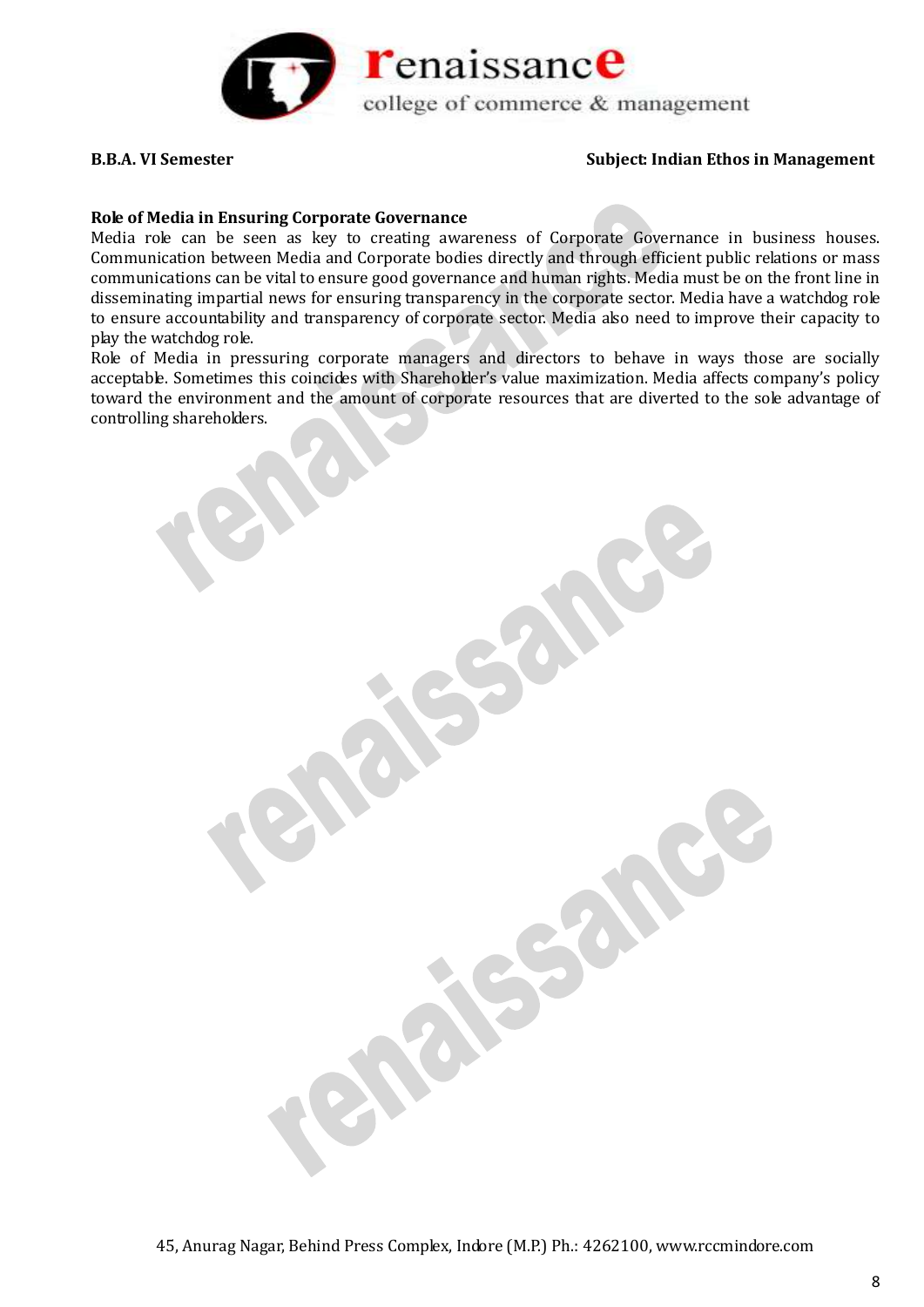### Role of Media in Ensuring Corporate Governance

Media role can be seen as key to creating awareness of Corporate Governance in business houses. Communication between Media and Corporate bodies directly and through efficient public relations or mass communications can be vital to ensure good governance and human rights. Media must be on the front line in disseminating impartial news for ensuring transparency in the corporate sector. Media have a watchdog role to ensure accountability and transparency of corporate sector. Media also need to improve their capacity to play the watchdog role.

Role of Media in pressuring corporate managers and directors to behave in ways those are socially acceptable. Sometimes this coincides with Shareholder's value maximization. Media affects company's policy toward the environment and the amount of corporate resources that are diverted to the sole advantage of controlling shareholders.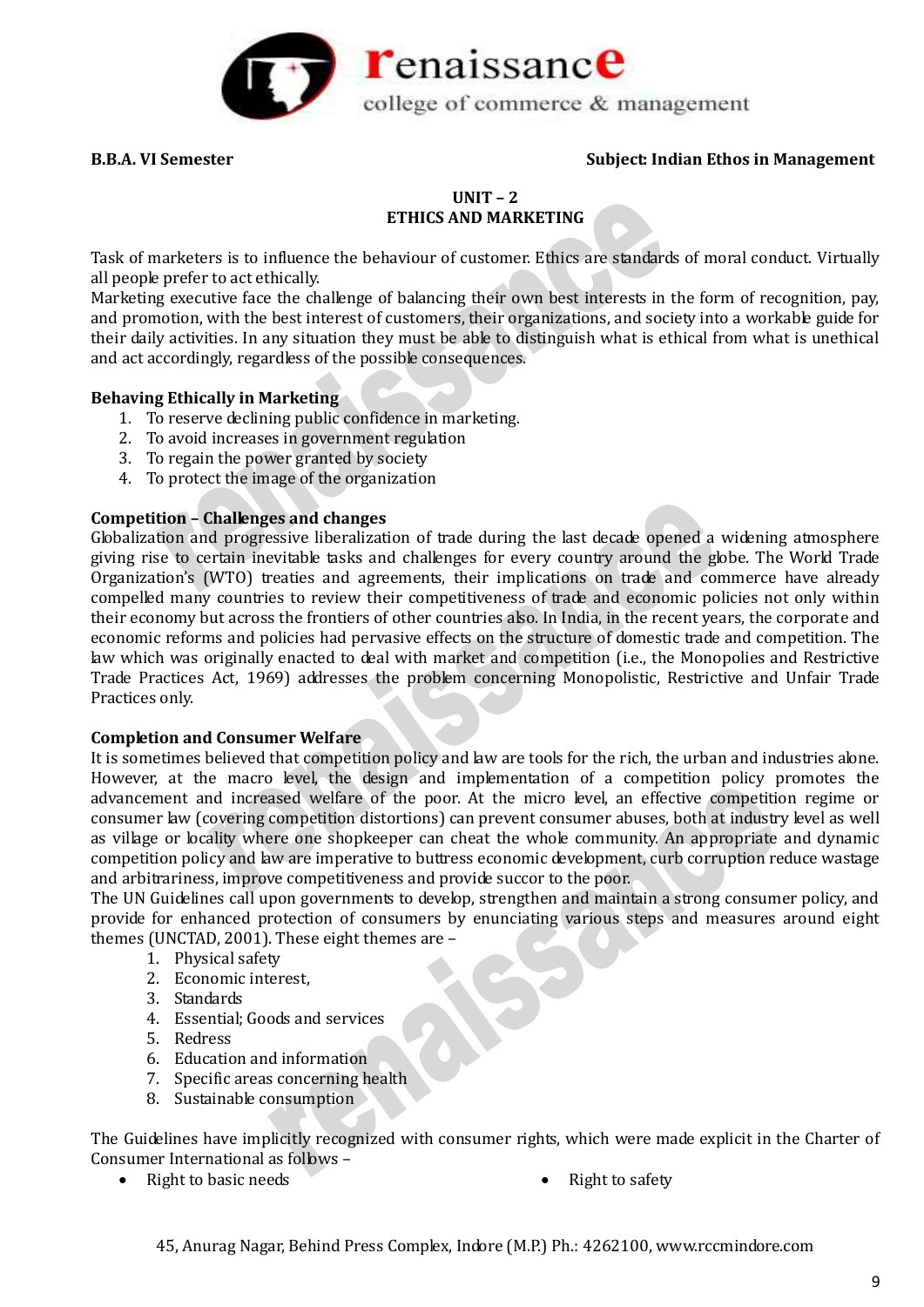**B.B.A. VI Semester** **Subject: Indian Ethos in Management**

## UNIT – 2
## ETHICS AND MARKETING

Task of marketers is to influence the behaviour of customer. Ethics are standards of moral conduct. Virtually all people prefer to act ethically.

Marketing executive face the challenge of balancing their own best interests in the form of recognition, pay, and promotion, with the best interest of customers, their organizations, and society into a workable guide for their daily activities. In any situation they must be able to distinguish what is ethical from what is unethical and act accordingly, regardless of the possible consequences.

### Behaving Ethically in Marketing

1. To reserve declining public confidence in marketing.
2. To avoid increases in government regulation
3. To regain the power granted by society
4. To protect the image of the organization

### Competition – Challenges and changes

Globalization and progressive liberalization of trade during the last decade opened a widening atmosphere giving rise to certain inevitable tasks and challenges for every country around the globe. The World Trade Organization's (WTO) treaties and agreements, their implications on trade and commerce have already compelled many countries to review their competitiveness of trade and economic policies not only within their economy but across the frontiers of other countries also. In India, in the recent years, the corporate and economic reforms and policies had pervasive effects on the structure of domestic trade and competition. The law which was originally enacted to deal with market and competition (i.e., the Monopolies and Restrictive Trade Practices Act, 1969) addresses the problem concerning Monopolistic, Restrictive and Unfair Trade Practices only.

### Completion and Consumer Welfare

It is sometimes believed that competition policy and law are tools for the rich, the urban and industries alone. However, at the macro level, the design and implementation of a competition policy promotes the advancement and increased welfare of the poor. At the micro level, an effective competition regime or consumer law (covering competition distortions) can prevent consumer abuses, both at industry level as well as village or locality where one shopkeeper can cheat the whole community. An appropriate and dynamic competition policy and law are imperative to buttress economic development, curb corruption reduce wastage and arbitrariness, improve competitiveness and provide succor to the poor.

The UN Guidelines call upon governments to develop, strengthen and maintain a strong consumer policy, and provide for enhanced protection of consumers by enunciating various steps and measures around eight themes (UNCTAD, 2001). These eight themes are –

1. Physical safety
2. Economic interest,
3. Standards
4. Essential; Goods and services
5. Redress
6. Education and information
7. Specific areas concerning health
8. Sustainable consumption

The Guidelines have implicitly recognized with consumer rights, which were made explicit in the Charter of Consumer International as follows –

- Right to basic needs
- Right to safety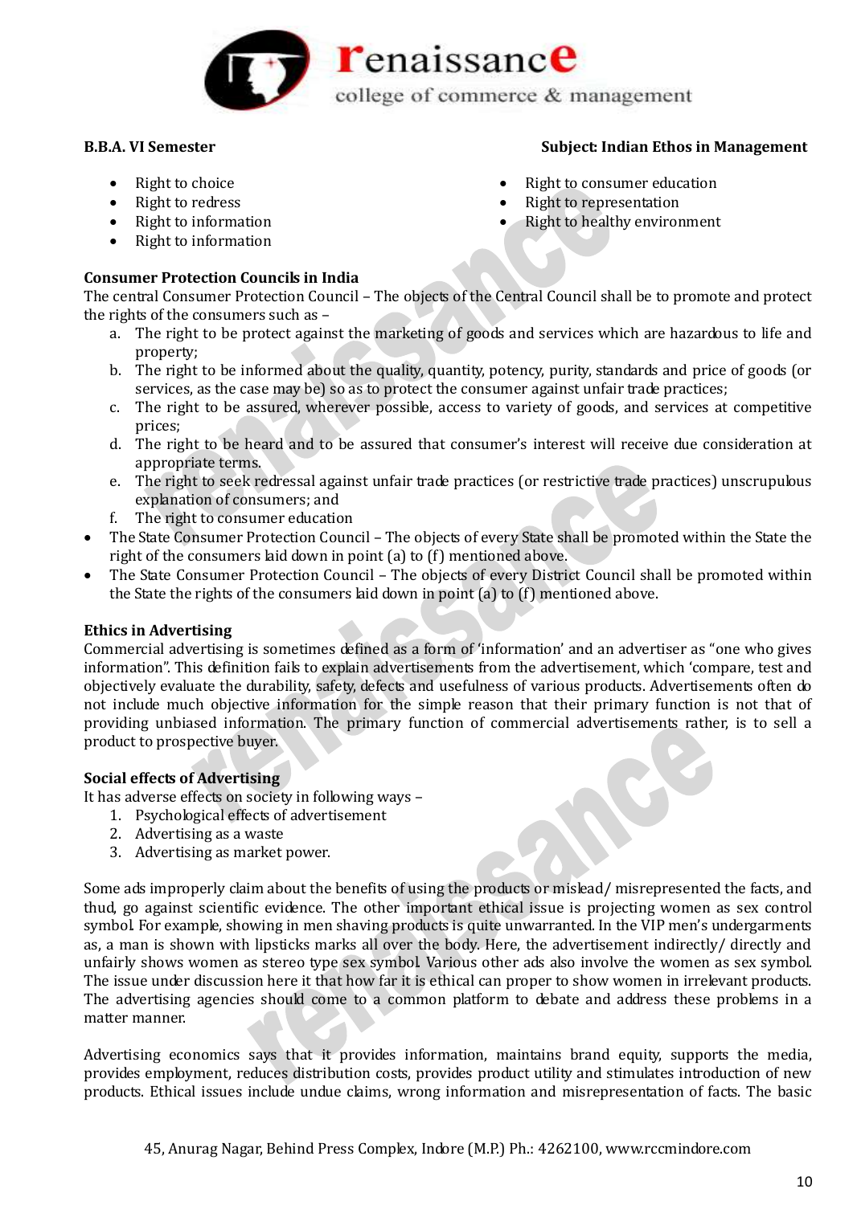- Right to choice
- Right to redress
- Right to information
- Right to information
- Right to consumer education
- Right to representation
- Right to healthy environment

**Consumer Protection Councils in India**

The central Consumer Protection Council – The objects of the Central Council shall be to promote and protect the rights of the consumers such as –

a. The right to be protect against the marketing of goods and services which are hazardous to life and property;
b. The right to be informed about the quality, quantity, potency, purity, standards and price of goods (or services, as the case may be) so as to protect the consumer against unfair trade practices;
c. The right to be assured, wherever possible, access to variety of goods, and services at competitive prices;
d. The right to be heard and to be assured that consumer's interest will receive due consideration at appropriate terms.
e. The right to seek redressal against unfair trade practices (or restrictive trade practices) unscrupulous explanation of consumers; and
f. The right to consumer education

- The State Consumer Protection Council – The objects of every State shall be promoted within the State the right of the consumers laid down in point (a) to (f) mentioned above.
- The State Consumer Protection Council – The objects of every District Council shall be promoted within the State the rights of the consumers laid down in point (a) to (f) mentioned above.

**Ethics in Advertising**

Commercial advertising is sometimes defined as a form of 'information' and an advertiser as "one who gives information". This definition fails to explain advertisements from the advertisement, which 'compare, test and objectively evaluate the durability, safety, defects and usefulness of various products. Advertisements often do not include much objective information for the simple reason that their primary function is not that of providing unbiased information. The primary function of commercial advertisements rather, is to sell a product to prospective buyer.

**Social effects of Advertising**

It has adverse effects on society in following ways –

1. Psychological effects of advertisement
2. Advertising as a waste
3. Advertising as market power.

Some ads improperly claim about the benefits of using the products or mislead/ misrepresented the facts, and thud, go against scientific evidence. The other important ethical issue is projecting women as sex control symbol. For example, showing in men shaving products is quite unwarranted. In the VIP men's undergarments as, a man is shown with lipsticks marks all over the body. Here, the advertisement indirectly/ directly and unfairly shows women as stereo type sex symbol. Various other ads also involve the women as sex symbol. The issue under discussion here it that how far it is ethical can proper to show women in irrelevant products. The advertising agencies should come to a common platform to debate and address these problems in a matter manner.

Advertising economics says that it provides information, maintains brand equity, supports the media, provides employment, reduces distribution costs, provides product utility and stimulates introduction of new products. Ethical issues include undue claims, wrong information and misrepresentation of facts. The basic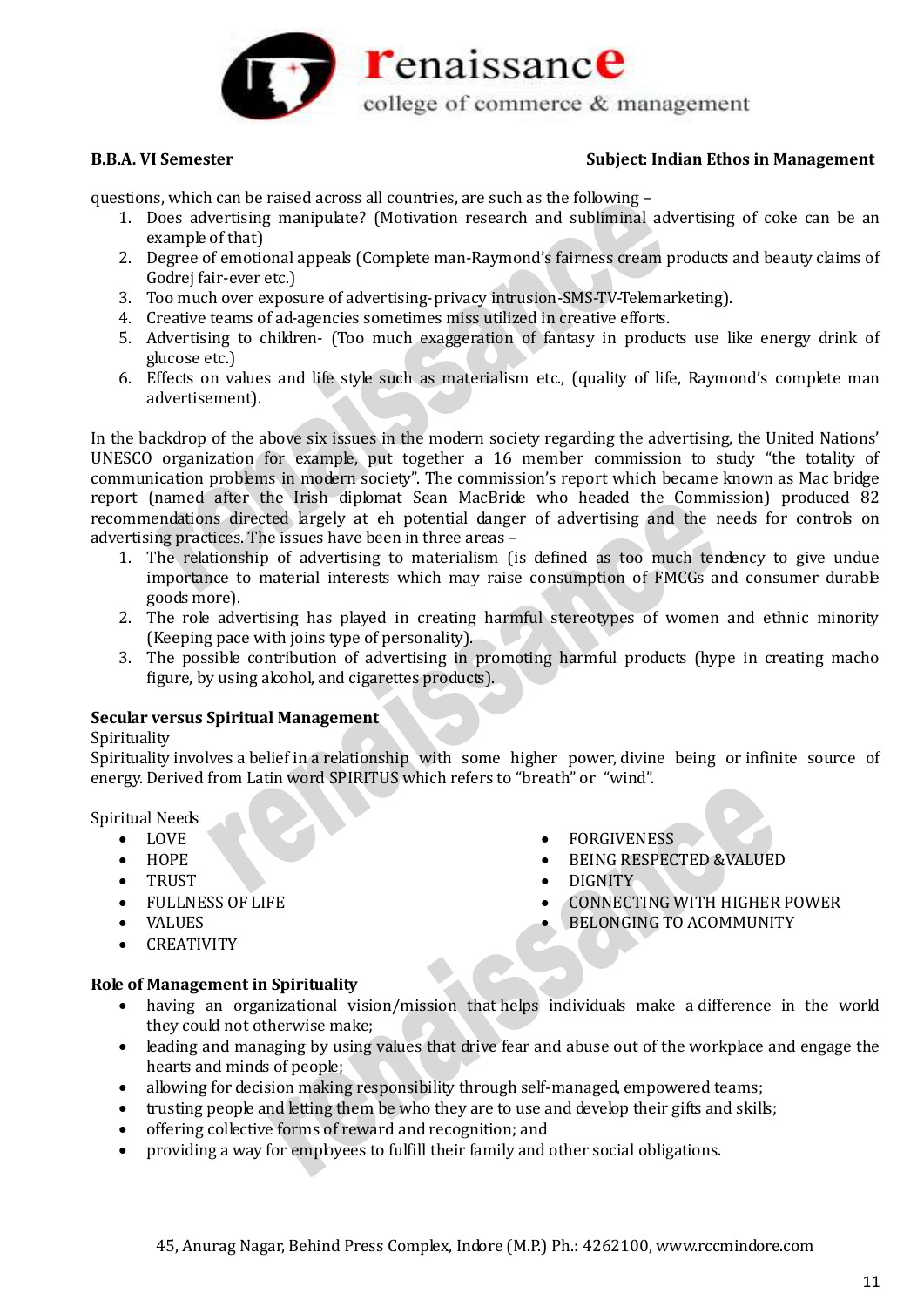questions, which can be raised across all countries, are such as the following –

1. Does advertising manipulate? (Motivation research and subliminal advertising of coke can be an example of that)
2. Degree of emotional appeals (Complete man-Raymond's fairness cream products and beauty claims of Godrej fair-ever etc.)
3. Too much over exposure of advertising-privacy intrusion-SMS-TV-Telemarketing).
4. Creative teams of ad-agencies sometimes miss utilized in creative efforts.
5. Advertising to children- (Too much exaggeration of fantasy in products use like energy drink of glucose etc.)
6. Effects on values and life style such as materialism etc., (quality of life, Raymond's complete man advertisement).

In the backdrop of the above six issues in the modern society regarding the advertising, the United Nations' UNESCO organization for example, put together a 16 member commission to study "the totality of communication problems in modern society". The commission's report which became known as Mac bridge report (named after the Irish diplomat Sean MacBride who headed the Commission) produced 82 recommendations directed largely at eh potential danger of advertising and the needs for controls on advertising practices. The issues have been in three areas –

1. The relationship of advertising to materialism (is defined as too much tendency to give undue importance to material interests which may raise consumption of FMCGs and consumer durable goods more).
2. The role advertising has played in creating harmful stereotypes of women and ethnic minority (Keeping pace with joins type of personality).
3. The possible contribution of advertising in promoting harmful products (hype in creating macho figure, by using alcohol, and cigarettes products).

## Secular versus Spiritual Management

Spirituality

Spirituality involves a belief in a relationship with some higher power, divine being or infinite source of energy. Derived from Latin word SPIRITUS which refers to "breath" or "wind".

Spiritual Needs

- LOVE
- HOPE
- TRUST
- FULLNESS OF LIFE
- VALUES
- CREATIVITY
- FORGIVENESS
- BEING RESPECTED &VALUED
- DIGNITY
- CONNECTING WITH HIGHER POWER
- BELONGING TO ACOMMUNITY

## Role of Management in Spirituality

- having an organizational vision/mission that helps individuals make a difference in the world they could not otherwise make;
- leading and managing by using values that drive fear and abuse out of the workplace and engage the hearts and minds of people;
- allowing for decision making responsibility through self-managed, empowered teams;
- trusting people and letting them be who they are to use and develop their gifts and skills;
- offering collective forms of reward and recognition; and
- providing a way for employees to fulfill their family and other social obligations.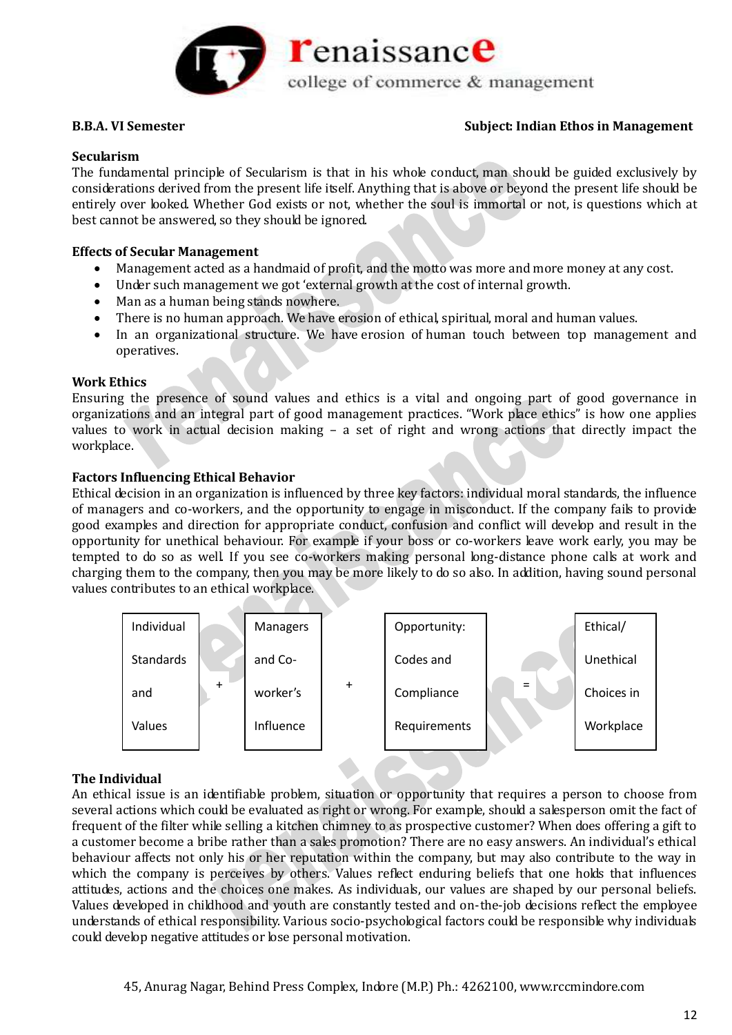**B.B.A. VI Semester** **Subject: Indian Ethos in Management**

### Secularism

The fundamental principle of Secularism is that in his whole conduct, man should be guided exclusively by considerations derived from the present life itself. Anything that is above or beyond the present life should be entirely over looked. Whether God exists or not, whether the soul is immortal or not, is questions which at best cannot be answered, so they should be ignored.

### Effects of Secular Management

- Management acted as a handmaid of profit, and the motto was more and more money at any cost.
- Under such management we got 'external growth at the cost of internal growth.
- Man as a human being stands nowhere.
- There is no human approach. We have erosion of ethical, spiritual, moral and human values.
- In an organizational structure. We have erosion of human touch between top management and operatives.

### Work Ethics

Ensuring the presence of sound values and ethics is a vital and ongoing part of good governance in organizations and an integral part of good management practices. "Work place ethics" is how one applies values to work in actual decision making – a set of right and wrong actions that directly impact the workplace.

### Factors Influencing Ethical Behavior

Ethical decision in an organization is influenced by three key factors: individual moral standards, the influence of managers and co-workers, and the opportunity to engage in misconduct. If the company fails to provide good examples and direction for appropriate conduct, confusion and conflict will develop and result in the opportunity for unethical behaviour. For example if your boss or co-workers leave work early, you may be tempted to do so as well. If you see co-workers making personal long-distance phone calls at work and charging them to the company, then you may be more likely to do so also. In addition, having sound personal values contributes to an ethical workplace.

| Individual Standards and Values | + | Managers and Co-worker's Influence | + | Opportunity: Codes and Compliance Requirements | = | Ethical/ Unethical Choices in Workplace |
|---|---|---|---|---|---|---|

### The Individual

An ethical issue is an identifiable problem, situation or opportunity that requires a person to choose from several actions which could be evaluated as right or wrong. For example, should a salesperson omit the fact of frequent of the filter while selling a kitchen chimney to as prospective customer? When does offering a gift to a customer become a bribe rather than a sales promotion? There are no easy answers. An individual's ethical behaviour affects not only his or her reputation within the company, but may also contribute to the way in which the company is perceived by others. Values reflect enduring beliefs that one holds that influences attitudes, actions and the choices one makes. As individuals, our values are shaped by our personal beliefs. Values developed in childhood and youth are constantly tested and on-the-job decisions reflect the employee understands of ethical responsibility. Various socio-psychological factors could be responsible why individuals could develop negative attitudes or lose personal motivation.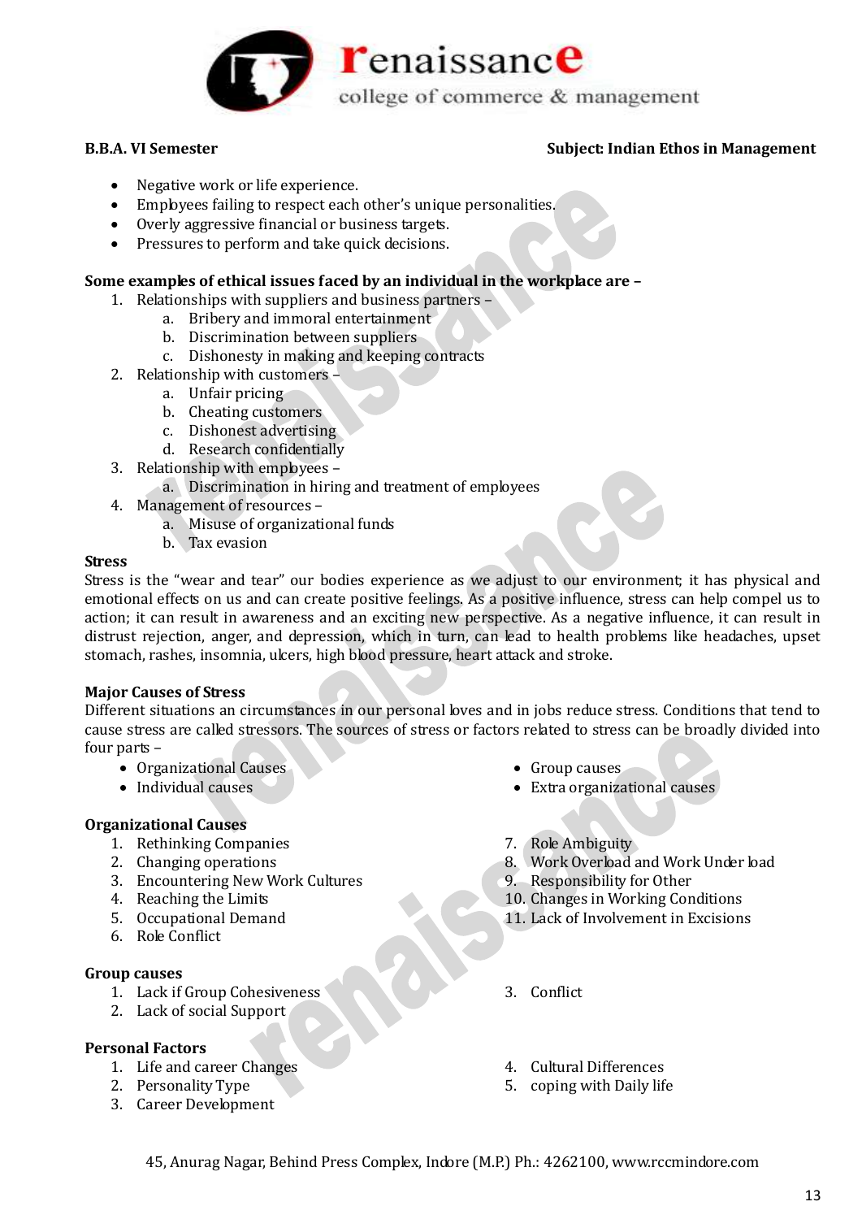- Negative work or life experience.
- Employees failing to respect each other's unique personalities.
- Overly aggressive financial or business targets.
- Pressures to perform and take quick decisions.

**Some examples of ethical issues faced by an individual in the workplace are –**

1. Relationships with suppliers and business partners –
   a. Bribery and immoral entertainment
   b. Discrimination between suppliers
   c. Dishonesty in making and keeping contracts
2. Relationship with customers –
   a. Unfair pricing
   b. Cheating customers
   c. Dishonest advertising
   d. Research confidentially
3. Relationship with employees –
   a. Discrimination in hiring and treatment of employees
4. Management of resources –
   a. Misuse of organizational funds
   b. Tax evasion

**Stress**

Stress is the "wear and tear" our bodies experience as we adjust to our environment; it has physical and emotional effects on us and can create positive feelings. As a positive influence, stress can help compel us to action; it can result in awareness and an exciting new perspective. As a negative influence, it can result in distrust rejection, anger, and depression, which in turn, can lead to health problems like headaches, upset stomach, rashes, insomnia, ulcers, high blood pressure, heart attack and stroke.

**Major Causes of Stress**

Different situations an circumstances in our personal loves and in jobs reduce stress. Conditions that tend to cause stress are called stressors. The sources of stress or factors related to stress can be broadly divided into four parts –

- Organizational Causes
- Individual causes
- Group causes
- Extra organizational causes

**Organizational Causes**

1. Rethinking Companies
2. Changing operations
3. Encountering New Work Cultures
4. Reaching the Limits
5. Occupational Demand
6. Role Conflict
7. Role Ambiguity
8. Work Overload and Work Under load
9. Responsibility for Other
10. Changes in Working Conditions
11. Lack of Involvement in Excisions

**Group causes**

1. Lack if Group Cohesiveness
2. Lack of social Support
3. Conflict

**Personal Factors**

1. Life and career Changes
2. Personality Type
3. Career Development
4. Cultural Differences
5. coping with Daily life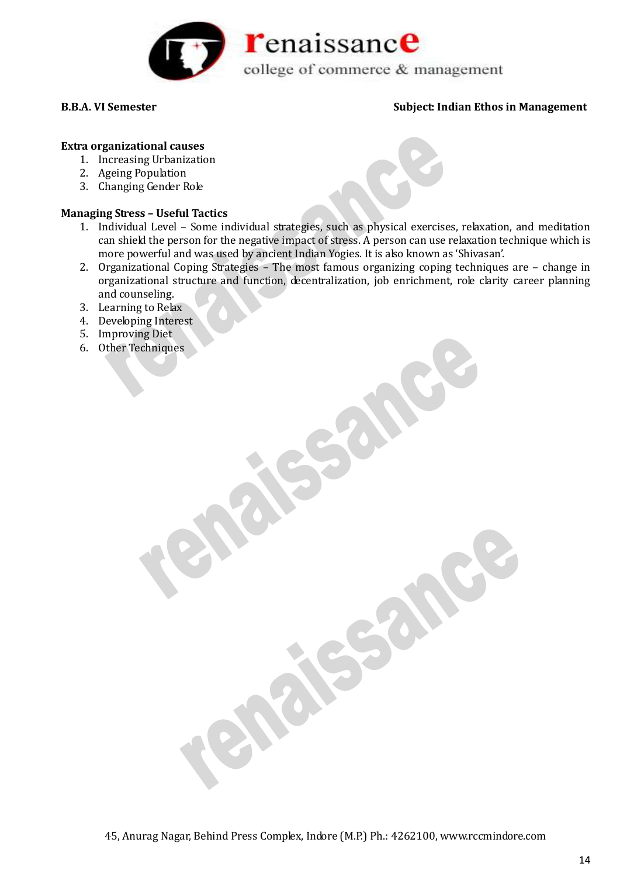**Extra organizational causes**

1. Increasing Urbanization
2. Ageing Population
3. Changing Gender Role

**Managing Stress – Useful Tactics**

1. Individual Level – Some individual strategies, such as physical exercises, relaxation, and meditation can shield the person for the negative impact of stress. A person can use relaxation technique which is more powerful and was used by ancient Indian Yogies. It is also known as 'Shivasan'.
2. Organizational Coping Strategies – The most famous organizing coping techniques are – change in organizational structure and function, decentralization, job enrichment, role clarity career planning and counseling.
3. Learning to Relax
4. Developing Interest
5. Improving Diet
6. Other Techniques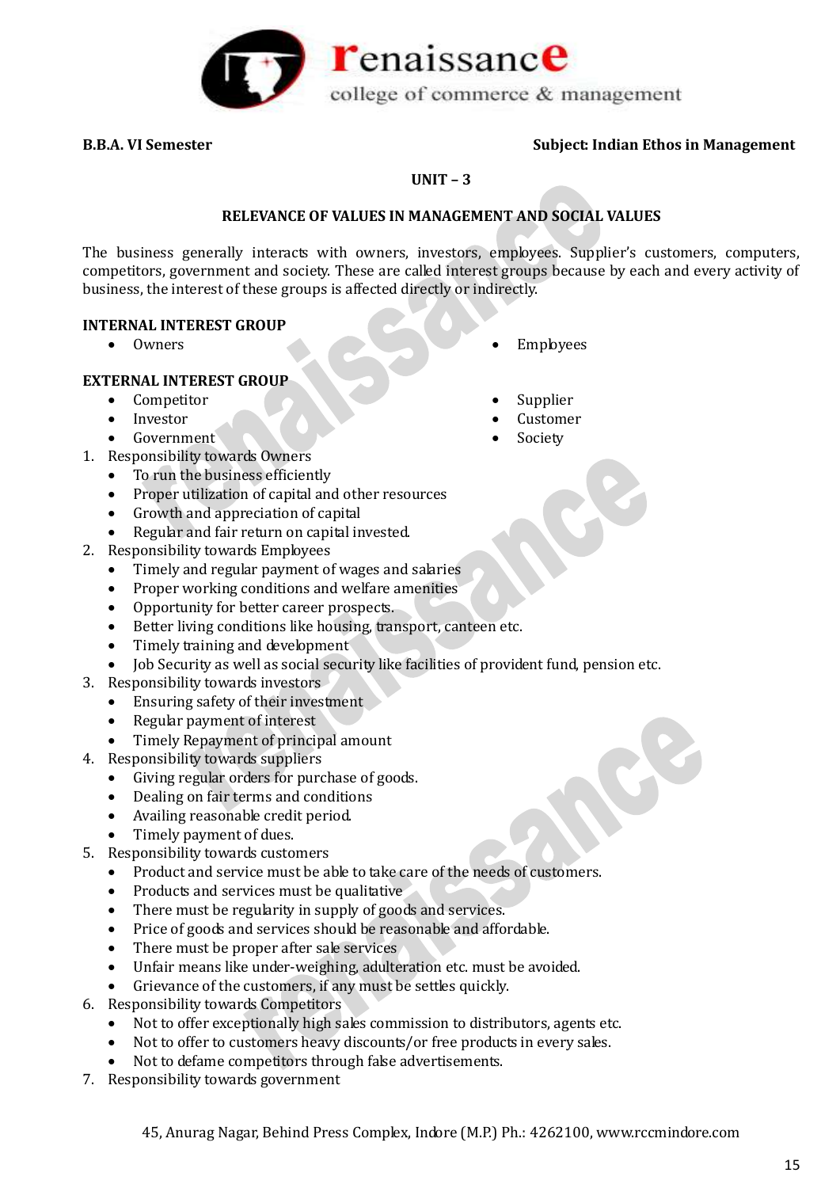**B.B.A. VI Semester** **Subject: Indian Ethos in Management**

**UNIT – 3**

**RELEVANCE OF VALUES IN MANAGEMENT AND SOCIAL VALUES**

The business generally interacts with owners, investors, employees. Supplier's customers, computers, competitors, government and society. These are called interest groups because by each and every activity of business, the interest of these groups is affected directly or indirectly.

**INTERNAL INTEREST GROUP**

- Owners
- Employees

**EXTERNAL INTEREST GROUP**

- Competitor
- Investor
- Government
- Supplier
- Customer
- Society

1. Responsibility towards Owners
   - To run the business efficiently
   - Proper utilization of capital and other resources
   - Growth and appreciation of capital
   - Regular and fair return on capital invested.
2. Responsibility towards Employees
   - Timely and regular payment of wages and salaries
   - Proper working conditions and welfare amenities
   - Opportunity for better career prospects.
   - Better living conditions like housing, transport, canteen etc.
   - Timely training and development
   - Job Security as well as social security like facilities of provident fund, pension etc.
3. Responsibility towards investors
   - Ensuring safety of their investment
   - Regular payment of interest
   - Timely Repayment of principal amount
4. Responsibility towards suppliers
   - Giving regular orders for purchase of goods.
   - Dealing on fair terms and conditions
   - Availing reasonable credit period.
   - Timely payment of dues.
5. Responsibility towards customers
   - Product and service must be able to take care of the needs of customers.
   - Products and services must be qualitative
   - There must be regularity in supply of goods and services.
   - Price of goods and services should be reasonable and affordable.
   - There must be proper after sale services
   - Unfair means like under-weighing, adulteration etc. must be avoided.
   - Grievance of the customers, if any must be settles quickly.
6. Responsibility towards Competitors
   - Not to offer exceptionally high sales commission to distributors, agents etc.
   - Not to offer to customers heavy discounts/or free products in every sales.
   - Not to defame competitors through false advertisements.
7. Responsibility towards government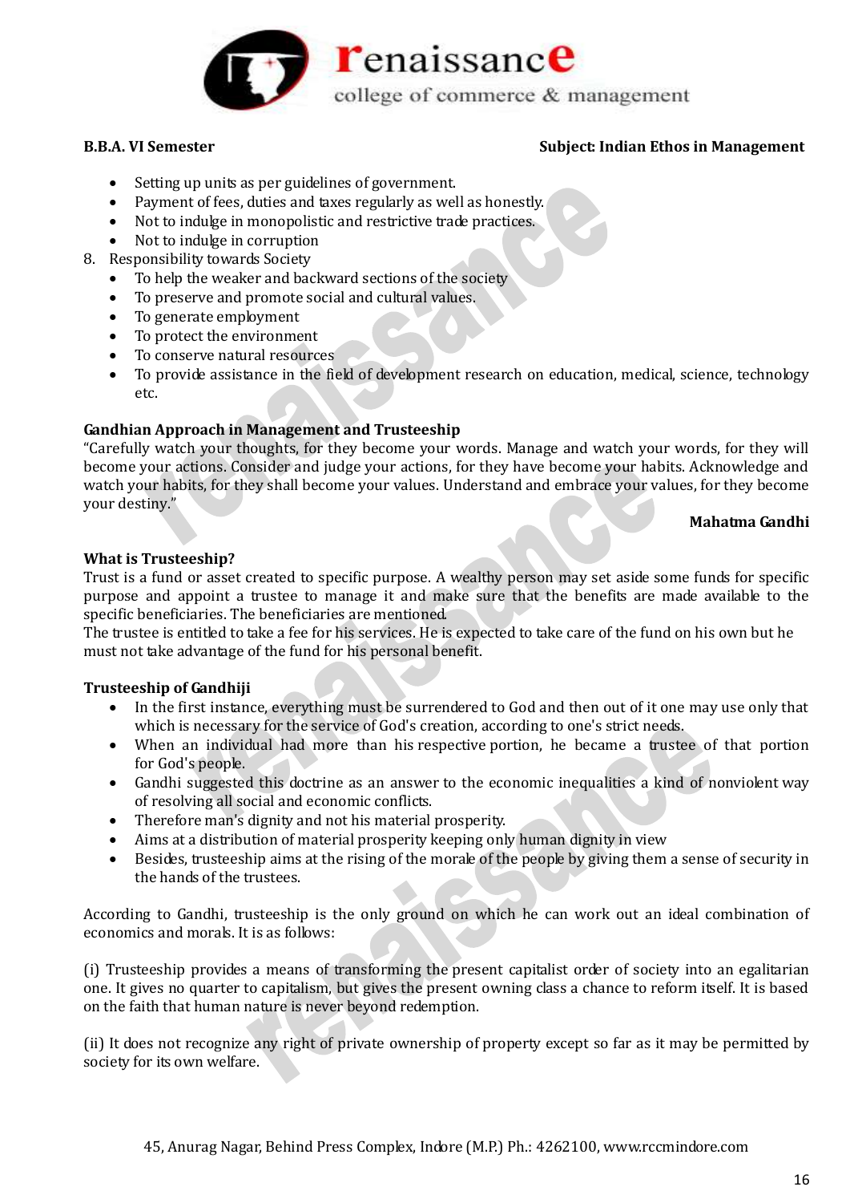- Setting up units as per guidelines of government.
- Payment of fees, duties and taxes regularly as well as honestly.
- Not to indulge in monopolistic and restrictive trade practices.
- Not to indulge in corruption

8. Responsibility towards Society
   - To help the weaker and backward sections of the society
   - To preserve and promote social and cultural values.
   - To generate employment
   - To protect the environment
   - To conserve natural resources
   - To provide assistance in the field of development research on education, medical, science, technology etc.

**Gandhian Approach in Management and Trusteeship**

"Carefully watch your thoughts, for they become your words. Manage and watch your words, for they will become your actions. Consider and judge your actions, for they have become your habits. Acknowledge and watch your habits, for they shall become your values. Understand and embrace your values, for they become your destiny."

**Mahatma Gandhi**

**What is Trusteeship?**

Trust is a fund or asset created to specific purpose. A wealthy person may set aside some funds for specific purpose and appoint a trustee to manage it and make sure that the benefits are made available to the specific beneficiaries. The beneficiaries are mentioned.
The trustee is entitled to take a fee for his services. He is expected to take care of the fund on his own but he must not take advantage of the fund for his personal benefit.

**Trusteeship of Gandhiji**

- In the first instance, everything must be surrendered to God and then out of it one may use only that which is necessary for the service of God's creation, according to one's strict needs.
- When an individual had more than his respective portion, he became a trustee of that portion for God's people.
- Gandhi suggested this doctrine as an answer to the economic inequalities a kind of nonviolent way of resolving all social and economic conflicts.
- Therefore man's dignity and not his material prosperity.
- Aims at a distribution of material prosperity keeping only human dignity in view
- Besides, trusteeship aims at the rising of the morale of the people by giving them a sense of security in the hands of the trustees.

According to Gandhi, trusteeship is the only ground on which he can work out an ideal combination of economics and morals. It is as follows:

(i) Trusteeship provides a means of transforming the present capitalist order of society into an egalitarian one. It gives no quarter to capitalism, but gives the present owning class a chance to reform itself. It is based on the faith that human nature is never beyond redemption.

(ii) It does not recognize any right of private ownership of property except so far as it may be permitted by society for its own welfare.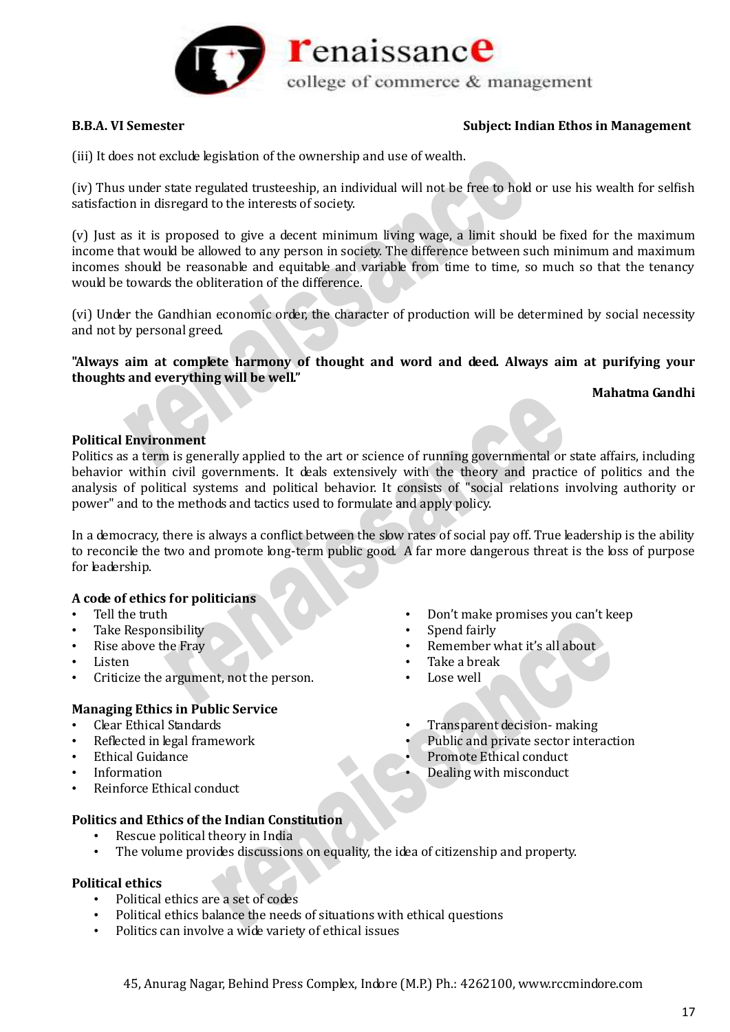(iii) It does not exclude legislation of the ownership and use of wealth.

(iv) Thus under state regulated trusteeship, an individual will not be free to hold or use his wealth for selfish satisfaction in disregard to the interests of society.

(v) Just as it is proposed to give a decent minimum living wage, a limit should be fixed for the maximum income that would be allowed to any person in society. The difference between such minimum and maximum incomes should be reasonable and equitable and variable from time to time, so much so that the tenancy would be towards the obliteration of the difference.

(vi) Under the Gandhian economic order, the character of production will be determined by social necessity and not by personal greed.

**"Always aim at complete harmony of thought and word and deed. Always aim at purifying your thoughts and everything will be well."**

**Mahatma Gandhi**

**Political Environment**

Politics as a term is generally applied to the art or science of running governmental or state affairs, including behavior within civil governments. It deals extensively with the theory and practice of politics and the analysis of political systems and political behavior. It consists of "social relations involving authority or power" and to the methods and tactics used to formulate and apply policy.

In a democracy, there is always a conflict between the slow rates of social pay off. True leadership is the ability to reconcile the two and promote long-term public good. A far more dangerous threat is the loss of purpose for leadership.

**A code of ethics for politicians**

- Tell the truth
- Take Responsibility
- Rise above the Fray
- Listen
- Criticize the argument, not the person.
- Don't make promises you can't keep
- Spend fairly
- Remember what it's all about
- Take a break
- Lose well

**Managing Ethics in Public Service**

- Clear Ethical Standards
- Reflected in legal framework
- Ethical Guidance
- Information
- Reinforce Ethical conduct
- Transparent decision- making
- Public and private sector interaction
- Promote Ethical conduct
- Dealing with misconduct

**Politics and Ethics of the Indian Constitution**

- Rescue political theory in India
- The volume provides discussions on equality, the idea of citizenship and property.

**Political ethics**

- Political ethics are a set of codes
- Political ethics balance the needs of situations with ethical questions
- Politics can involve a wide variety of ethical issues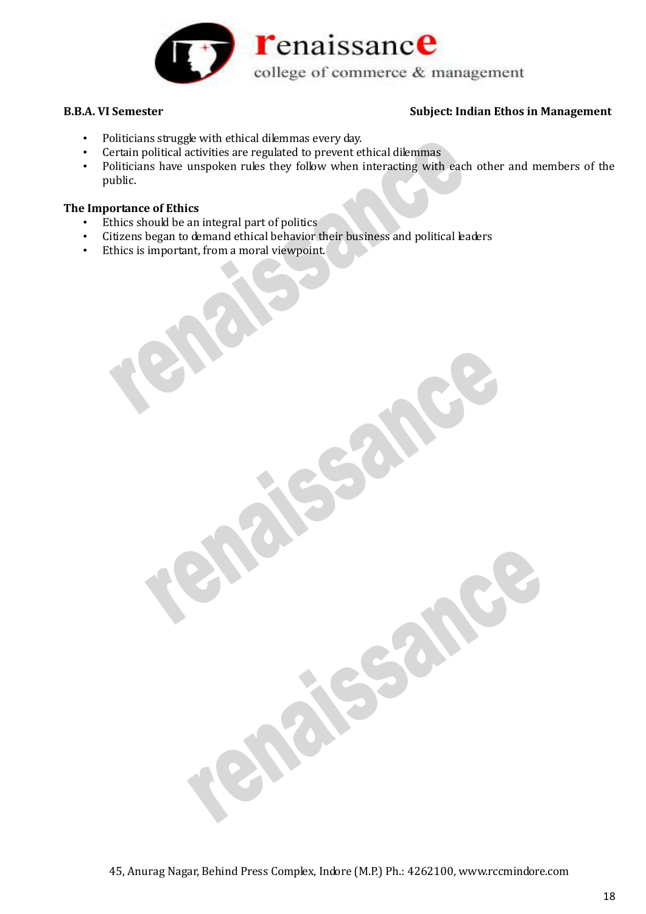- Politicians struggle with ethical dilemmas every day.
- Certain political activities are regulated to prevent ethical dilemmas
- Politicians have unspoken rules they follow when interacting with each other and members of the public.

**The Importance of Ethics**

- Ethics should be an integral part of politics
- Citizens began to demand ethical behavior their business and political leaders
- Ethics is important, from a moral viewpoint.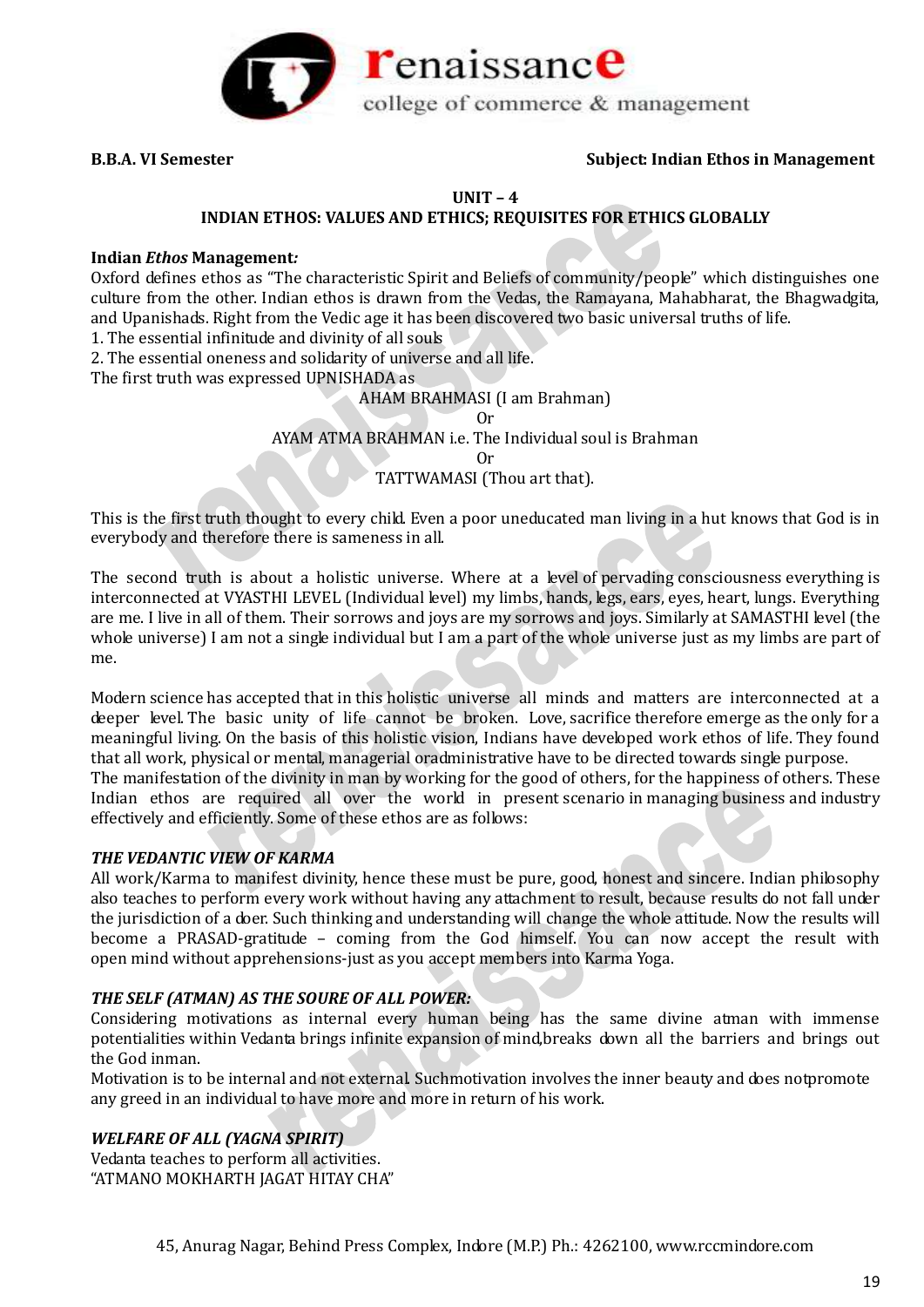**B.B.A. VI Semester** **Subject: Indian Ethos in Management**

**UNIT – 4**

**INDIAN ETHOS: VALUES AND ETHICS; REQUISITES FOR ETHICS GLOBALLY**

**Indian *Ethos* Management*:***

Oxford defines ethos as "The characteristic Spirit and Beliefs of community/people" which distinguishes one culture from the other. Indian ethos is drawn from the Vedas, the Ramayana, Mahabharat, the Bhagwadgita, and Upanishads. Right from the Vedic age it has been discovered two basic universal truths of life.

1. The essential infinitude and divinity of all souls
2. The essential oneness and solidarity of universe and all life.

The first truth was expressed UPNISHADA as

AHAM BRAHMASI (I am Brahman)

Or

AYAM ATMA BRAHMAN i.e. The Individual soul is Brahman

Or

TATTWAMASI (Thou art that).

This is the first truth thought to every child. Even a poor uneducated man living in a hut knows that God is in everybody and therefore there is sameness in all.

The second truth is about a holistic universe. Where at a level of pervading consciousness everything is interconnected at VYASTHI LEVEL (Individual level) my limbs, hands, legs, ears, eyes, heart, lungs. Everything are me. I live in all of them. Their sorrows and joys are my sorrows and joys. Similarly at SAMASTHI level (the whole universe) I am not a single individual but I am a part of the whole universe just as my limbs are part of me.

Modern science has accepted that in this holistic universe all minds and matters are interconnected at a deeper level. The basic unity of life cannot be broken. Love, sacrifice therefore emerge as the only for a meaningful living. On the basis of this holistic vision, Indians have developed work ethos of life. They found that all work, physical or mental, managerial oradministrative have to be directed towards single purpose.

The manifestation of the divinity in man by working for the good of others, for the happiness of others. These Indian ethos are required all over the world in present scenario in managing business and industry effectively and efficiently. Some of these ethos are as follows:

***THE VEDANTIC VIEW OF KARMA***

All work/Karma to manifest divinity, hence these must be pure, good, honest and sincere. Indian philosophy also teaches to perform every work without having any attachment to result, because results do not fall under the jurisdiction of a doer. Such thinking and understanding will change the whole attitude. Now the results will become a PRASAD-gratitude – coming from the God himself. You can now accept the result with open mind without apprehensions-just as you accept members into Karma Yoga.

***THE SELF (ATMAN) AS THE SOURE OF ALL POWER:***

Considering motivations as internal every human being has the same divine atman with immense potentialities within Vedanta brings infinite expansion of mind,breaks down all the barriers and brings out the God inman.

Motivation is to be internal and not external. Suchmotivation involves the inner beauty and does notpromote any greed in an individual to have more and more in return of his work.

***WELFARE OF ALL (YAGNA SPIRIT)***

Vedanta teaches to perform all activities.

"ATMANO MOKHARTH JAGAT HITAY CHA"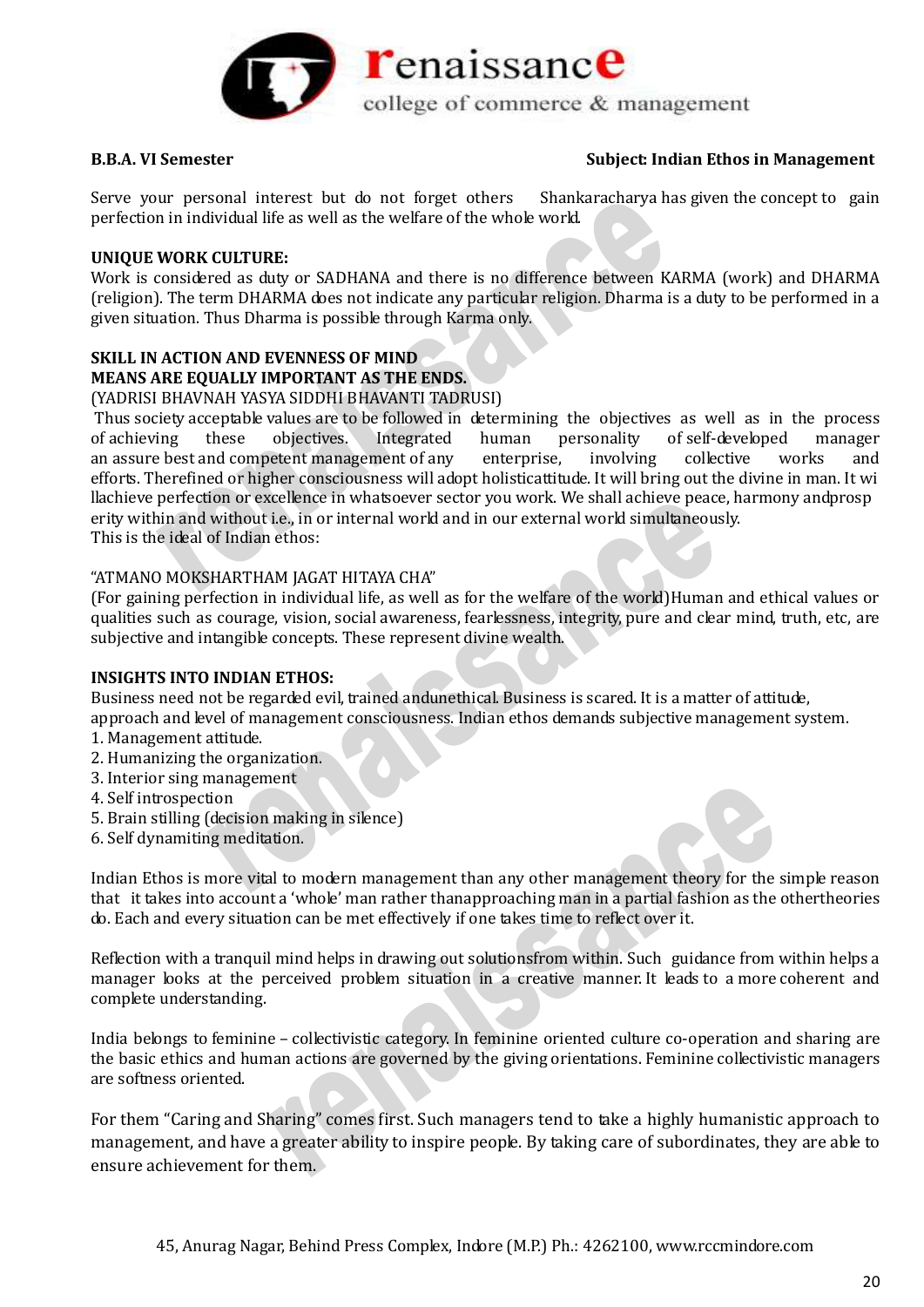Serve your personal interest but do not forget others  Shankaracharya has given the concept to gain perfection in individual life as well as the welfare of the whole world.

**UNIQUE WORK CULTURE:**

Work is considered as duty or SADHANA and there is no difference between KARMA (work) and DHARMA (religion). The term DHARMA does not indicate any particular religion. Dharma is a duty to be performed in a given situation. Thus Dharma is possible through Karma only.

**SKILL IN ACTION AND EVENNESS OF MIND**
**MEANS ARE EQUALLY IMPORTANT AS THE ENDS.**

(YADRISI BHAVNAH YASYA SIDDHI BHAVANTI TADRUSI)

Thus society acceptable values are to be followed in determining the objectives as well as in the process of achieving these objectives. Integrated human personality of self-developed manager an assure best and competent management of any enterprise, involving collective works and efforts. Therefined or higher consciousness will adopt holisticattitude. It will bring out the divine in man. It wi llachieve perfection or excellence in whatsoever sector you work. We shall achieve peace, harmony andprosp erity within and without i.e., in or internal world and in our external world simultaneously.
This is the ideal of Indian ethos:

"ATMANO MOKSHARTHAM JAGAT HITAYA CHA"

(For gaining perfection in individual life, as well as for the welfare of the world)Human and ethical values or qualities such as courage, vision, social awareness, fearlessness, integrity, pure and clear mind, truth, etc, are subjective and intangible concepts. These represent divine wealth.

**INSIGHTS INTO INDIAN ETHOS:**

Business need not be regarded evil, trained andunethical. Business is scared. It is a matter of attitude, approach and level of management consciousness. Indian ethos demands subjective management system.

1. Management attitude.
2. Humanizing the organization.
3. Interior sing management
4. Self introspection
5. Brain stilling (decision making in silence)
6. Self dynamiting meditation.

Indian Ethos is more vital to modern management than any other management theory for the simple reason that it takes into account a 'whole' man rather thanapproaching man in a partial fashion as the othertheories do. Each and every situation can be met effectively if one takes time to reflect over it.

Reflection with a tranquil mind helps in drawing out solutionsfrom within. Such guidance from within helps a manager looks at the perceived problem situation in a creative manner. It leads to a more coherent and complete understanding.

India belongs to feminine – collectivistic category. In feminine oriented culture co-operation and sharing are the basic ethics and human actions are governed by the giving orientations. Feminine collectivistic managers are softness oriented.

For them "Caring and Sharing" comes first. Such managers tend to take a highly humanistic approach to management, and have a greater ability to inspire people. By taking care of subordinates, they are able to ensure achievement for them.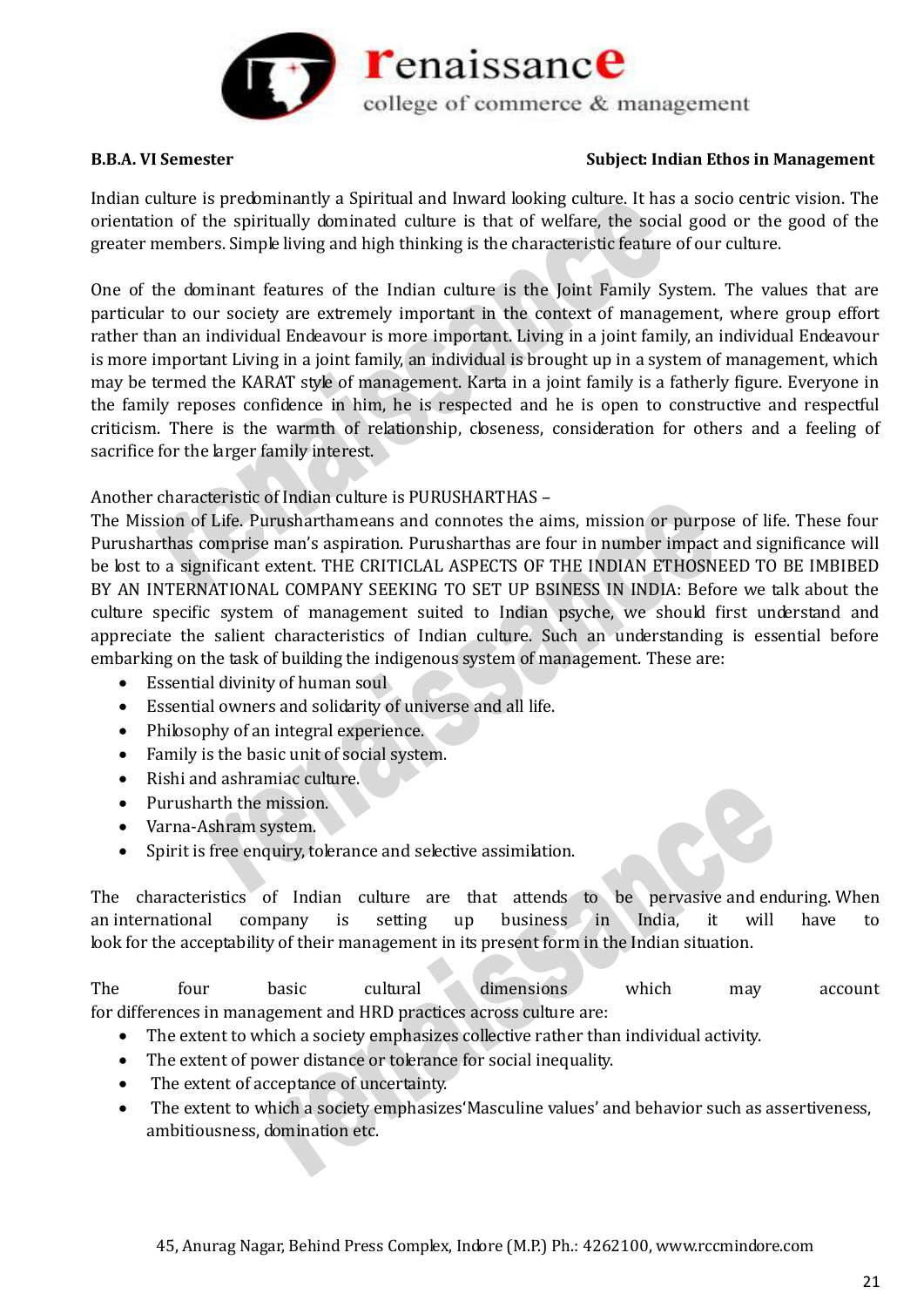Indian culture is predominantly a Spiritual and Inward looking culture. It has a socio centric vision. The orientation of the spiritually dominated culture is that of welfare, the social good or the good of the greater members. Simple living and high thinking is the characteristic feature of our culture.

One of the dominant features of the Indian culture is the Joint Family System. The values that are particular to our society are extremely important in the context of management, where group effort rather than an individual Endeavour is more important. Living in a joint family, an individual Endeavour is more important Living in a joint family, an individual is brought up in a system of management, which may be termed the KARAT style of management. Karta in a joint family is a fatherly figure. Everyone in the family reposes confidence in him, he is respected and he is open to constructive and respectful criticism. There is the warmth of relationship, closeness, consideration for others and a feeling of sacrifice for the larger family interest.

Another characteristic of Indian culture is PURUSHARTHAS –
The Mission of Life. Purusharthameans and connotes the aims, mission or purpose of life. These four Purusharthas comprise man's aspiration. Purusharthas are four in number impact and significance will be lost to a significant extent. THE CRITICLAL ASPECTS OF THE INDIAN ETHOSNEED TO BE IMBIBED BY AN INTERNATIONAL COMPANY SEEKING TO SET UP BSINESS IN INDIA: Before we talk about the culture specific system of management suited to Indian psyche, we should first understand and appreciate the salient characteristics of Indian culture. Such an understanding is essential before embarking on the task of building the indigenous system of management. These are:

- Essential divinity of human soul
- Essential owners and solidarity of universe and all life.
- Philosophy of an integral experience.
- Family is the basic unit of social system.
- Rishi and ashramiac culture.
- Purusharth the mission.
- Varna-Ashram system.
- Spirit is free enquiry, tolerance and selective assimilation.

The characteristics of Indian culture are that attends to be pervasive and enduring. When an international company is setting up business in India, it will have to look for the acceptability of their management in its present form in the Indian situation.

The four basic cultural dimensions which may account for differences in management and HRD practices across culture are:

- The extent to which a society emphasizes collective rather than individual activity.
- The extent of power distance or tolerance for social inequality.
- The extent of acceptance of uncertainty.
- The extent to which a society emphasizes'Masculine values' and behavior such as assertiveness, ambitiousness, domination etc.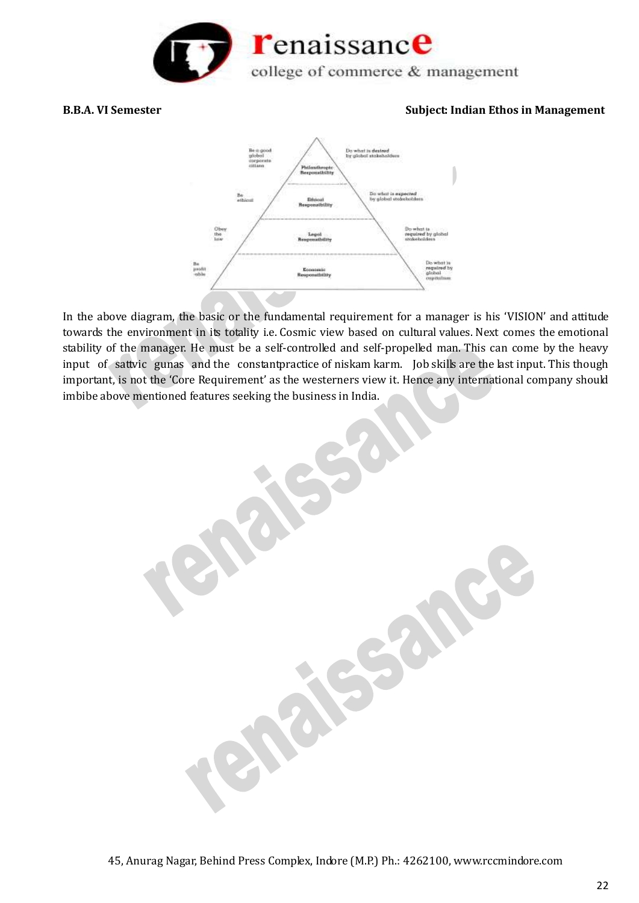Be a good global corporate citizen — Philanthropic Responsibility — Do what is desired by global stakeholders

Be ethical — Ethical Responsibility — Do what is expected by global stakeholders

Obey the law — Legal Responsibility — Do what is required by global stakeholders

Be profitable — Economic Responsibility — Do what is required by global capitalism

In the above diagram, the basic or the fundamental requirement for a manager is his 'VISION' and attitude towards the environment in its totality i.e. Cosmic view based on cultural values. Next comes the emotional stability of the manager. He must be a self-controlled and self-propelled man. This can come by the heavy input of sattvic gunas and the constantpractice of niskam karm. Job skills are the last input. This though important, is not the 'Core Requirement' as the westerners view it. Hence any international company should imbibe above mentioned features seeking the business in India.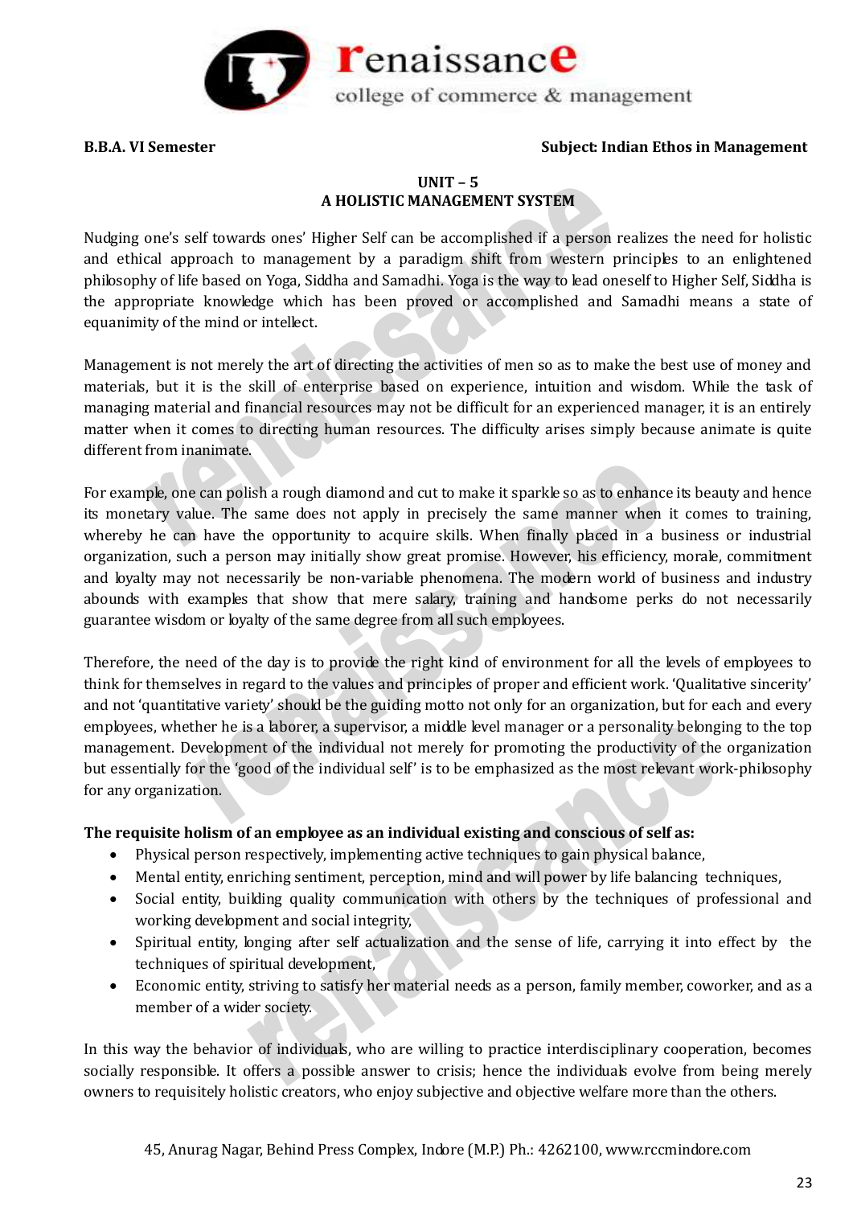**B.B.A. VI Semester** **Subject: Indian Ethos in Management**

## UNIT – 5
## A HOLISTIC MANAGEMENT SYSTEM

Nudging one's self towards ones' Higher Self can be accomplished if a person realizes the need for holistic and ethical approach to management by a paradigm shift from western principles to an enlightened philosophy of life based on Yoga, Siddha and Samadhi. Yoga is the way to lead oneself to Higher Self, Siddha is the appropriate knowledge which has been proved or accomplished and Samadhi means a state of equanimity of the mind or intellect.

Management is not merely the art of directing the activities of men so as to make the best use of money and materials, but it is the skill of enterprise based on experience, intuition and wisdom. While the task of managing material and financial resources may not be difficult for an experienced manager, it is an entirely matter when it comes to directing human resources. The difficulty arises simply because animate is quite different from inanimate.

For example, one can polish a rough diamond and cut to make it sparkle so as to enhance its beauty and hence its monetary value. The same does not apply in precisely the same manner when it comes to training, whereby he can have the opportunity to acquire skills. When finally placed in a business or industrial organization, such a person may initially show great promise. However, his efficiency, morale, commitment and loyalty may not necessarily be non-variable phenomena. The modern world of business and industry abounds with examples that show that mere salary, training and handsome perks do not necessarily guarantee wisdom or loyalty of the same degree from all such employees.

Therefore, the need of the day is to provide the right kind of environment for all the levels of employees to think for themselves in regard to the values and principles of proper and efficient work. 'Qualitative sincerity' and not 'quantitative variety' should be the guiding motto not only for an organization, but for each and every employees, whether he is a laborer, a supervisor, a middle level manager or a personality belonging to the top management. Development of the individual not merely for promoting the productivity of the organization but essentially for the 'good of the individual self' is to be emphasized as the most relevant work-philosophy for any organization.

**The requisite holism of an employee as an individual existing and conscious of self as:**

- Physical person respectively, implementing active techniques to gain physical balance,
- Mental entity, enriching sentiment, perception, mind and will power by life balancing techniques,
- Social entity, building quality communication with others by the techniques of professional and working development and social integrity,
- Spiritual entity, longing after self actualization and the sense of life, carrying it into effect by the techniques of spiritual development,
- Economic entity, striving to satisfy her material needs as a person, family member, coworker, and as a member of a wider society.

In this way the behavior of individuals, who are willing to practice interdisciplinary cooperation, becomes socially responsible. It offers a possible answer to crisis; hence the individuals evolve from being merely owners to requisitely holistic creators, who enjoy subjective and objective welfare more than the others.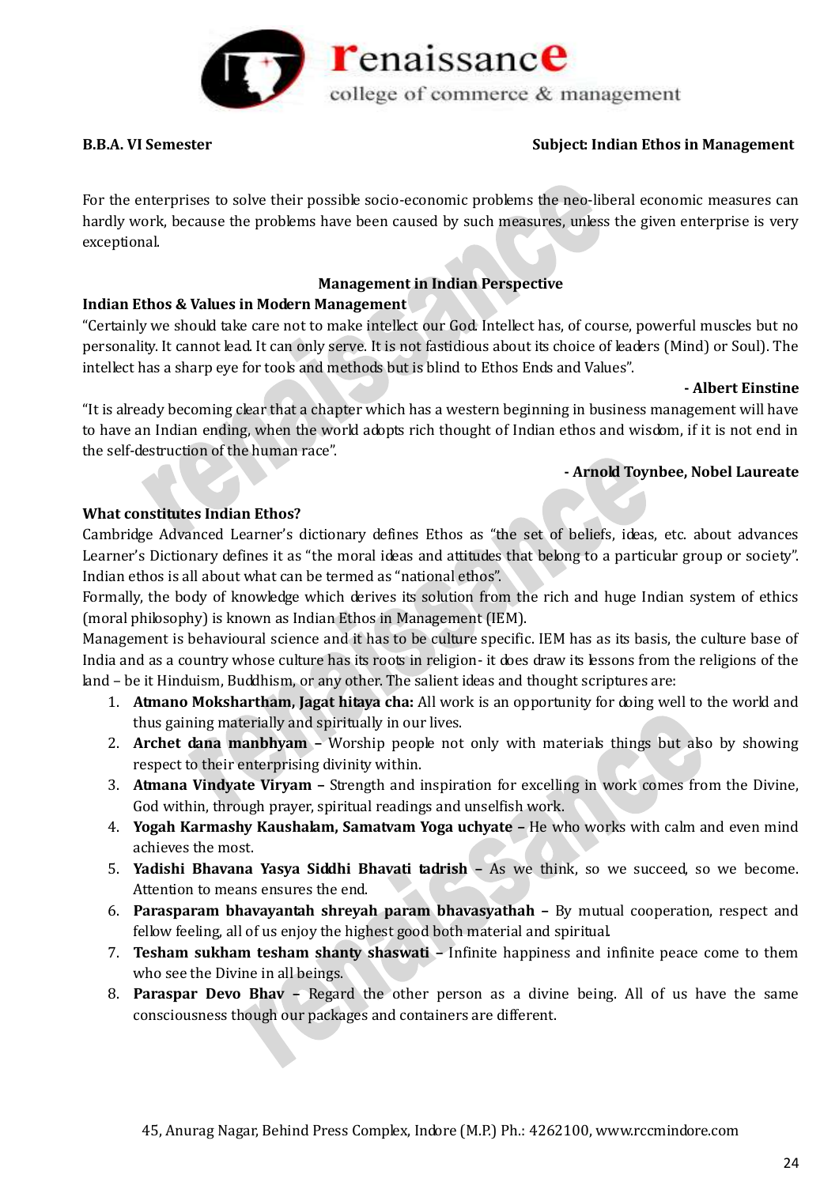For the enterprises to solve their possible socio-economic problems the neo-liberal economic measures can hardly work, because the problems have been caused by such measures, unless the given enterprise is very exceptional.

**Management in Indian Perspective**

**Indian Ethos & Values in Modern Management**

"Certainly we should take care not to make intellect our God. Intellect has, of course, powerful muscles but no personality. It cannot lead. It can only serve. It is not fastidious about its choice of leaders (Mind) or Soul). The intellect has a sharp eye for tools and methods but is blind to Ethos Ends and Values".

**- Albert Einstine**

"It is already becoming clear that a chapter which has a western beginning in business management will have to have an Indian ending, when the world adopts rich thought of Indian ethos and wisdom, if it is not end in the self-destruction of the human race".

**- Arnold Toynbee, Nobel Laureate**

**What constitutes Indian Ethos?**

Cambridge Advanced Learner's dictionary defines Ethos as "the set of beliefs, ideas, etc. about advances Learner's Dictionary defines it as "the moral ideas and attitudes that belong to a particular group or society". Indian ethos is all about what can be termed as "national ethos".

Formally, the body of knowledge which derives its solution from the rich and huge Indian system of ethics (moral philosophy) is known as Indian Ethos in Management (IEM).

Management is behavioural science and it has to be culture specific. IEM has as its basis, the culture base of India and as a country whose culture has its roots in religion- it does draw its lessons from the religions of the land – be it Hinduism, Buddhism, or any other. The salient ideas and thought scriptures are:

1. **Atmano Mokshartham, Jagat hitaya cha:** All work is an opportunity for doing well to the world and thus gaining materially and spiritually in our lives.
2. **Archet dana manbhyam** – Worship people not only with materials things but also by showing respect to their enterprising divinity within.
3. **Atmana Vindyate Viryam** – Strength and inspiration for excelling in work comes from the Divine, God within, through prayer, spiritual readings and unselfish work.
4. **Yogah Karmashy Kaushalam, Samatvam Yoga uchyate** – He who works with calm and even mind achieves the most.
5. **Yadishi Bhavana Yasya Siddhi Bhavati tadrish** – As we think, so we succeed, so we become. Attention to means ensures the end.
6. **Parasparam bhavayantah shreyah param bhavasyathah** – By mutual cooperation, respect and fellow feeling, all of us enjoy the highest good both material and spiritual.
7. **Tesham sukham tesham shanty shaswati** – Infinite happiness and infinite peace come to them who see the Divine in all beings.
8. **Paraspar Devo Bhav** – Regard the other person as a divine being. All of us have the same consciousness though our packages and containers are different.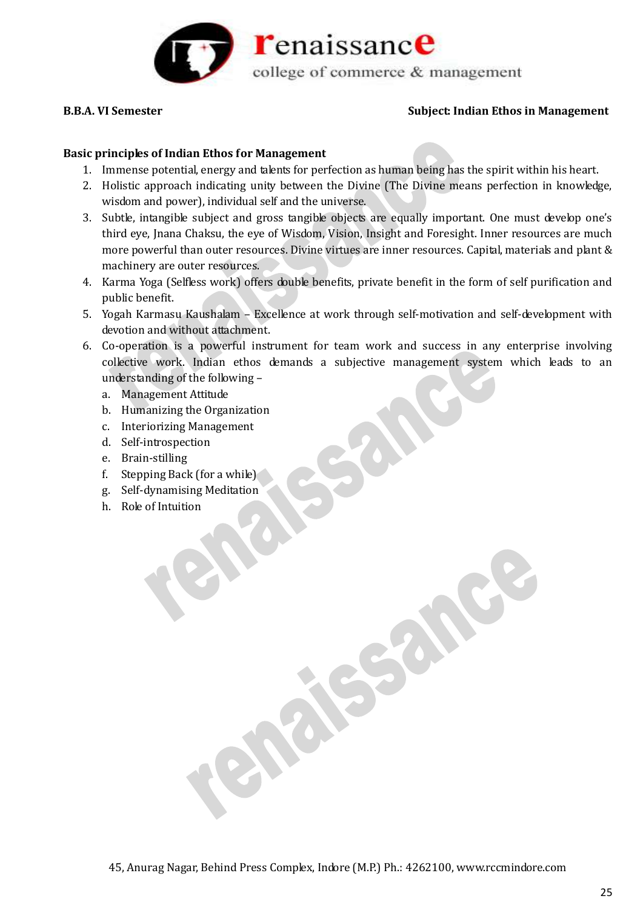**B.B.A. VI Semester** **Subject: Indian Ethos in Management**

**Basic principles of Indian Ethos for Management**

1. Immense potential, energy and talents for perfection as human being has the spirit within his heart.
2. Holistic approach indicating unity between the Divine (The Divine means perfection in knowledge, wisdom and power), individual self and the universe.
3. Subtle, intangible subject and gross tangible objects are equally important. One must develop one's third eye, Jnana Chaksu, the eye of Wisdom, Vision, Insight and Foresight. Inner resources are much more powerful than outer resources. Divine virtues are inner resources. Capital, materials and plant & machinery are outer resources.
4. Karma Yoga (Selfless work) offers double benefits, private benefit in the form of self purification and public benefit.
5. Yogah Karmasu Kaushalam – Excellence at work through self-motivation and self-development with devotion and without attachment.
6. Co-operation is a powerful instrument for team work and success in any enterprise involving collective work. Indian ethos demands a subjective management system which leads to an understanding of the following –
   a. Management Attitude
   b. Humanizing the Organization
   c. Interiorizing Management
   d. Self-introspection
   e. Brain-stilling
   f. Stepping Back (for a while)
   g. Self-dynamising Meditation
   h. Role of Intuition